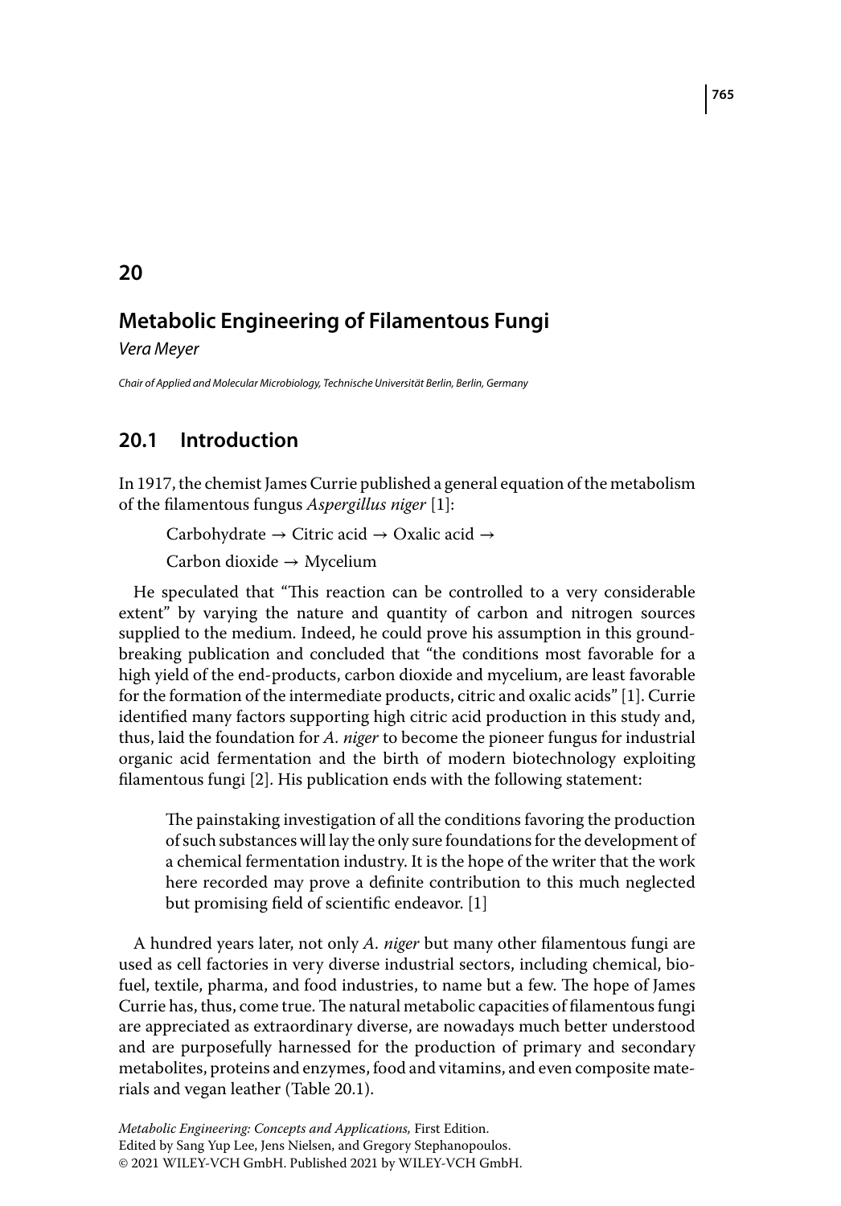# 20

# Metabolic Engineering of Filamentous Fungi

*Vera Meyer*

*Chair of Applied and Molecular Microbiology, Technische Universität Berlin, Berlin, Germany*

## 20.1 Introduction

In 1917, the chemist James Currie published a general equation of the metabolism of the filamentous fungus *Aspergillus niger* [1]:

Carbohydrate → Citric acid → Oxalic acid →

Carbon dioxide → Mycelium

He speculated that "This reaction can be controlled to a very considerable extent" by varying the nature and quantity of carbon and nitrogen sources supplied to the medium. Indeed, he could prove his assumption in this groundbreaking publication and concluded that "the conditions most favorable for a high yield of the end-products, carbon dioxide and mycelium, are least favorable for the formation of the intermediate products, citric and oxalic acids" [1]. Currie identified many factors supporting high citric acid production in this study and, thus, laid the foundation for *A. niger* to become the pioneer fungus for industrial organic acid fermentation and the birth of modern biotechnology exploiting filamentous fungi [2]. His publication ends with the following statement:

> The painstaking investigation of all the conditions favoring the production of such substances will lay the only sure foundations for the development of a chemical fermentation industry. It is the hope of the writer that the work here recorded may prove a definite contribution to this much neglected but promising field of scientific endeavor. [1]

A hundred years later, not only *A. niger* but many other filamentous fungi are used as cell factories in very diverse industrial sectors, including chemical, biofuel, textile, pharma, and food industries, to name but a few. The hope of James Currie has, thus, come true. The natural metabolic capacities of filamentous fungi are appreciated as extraordinary diverse, are nowadays much better understood and are purposefully harnessed for the production of primary and secondary metabolites, proteins and enzymes, food and vitamins, and even composite materials and vegan leather (Table 20.1).

*Metabolic Engineering: Concepts and Applications,* First Edition.
Edited by Sang Yup Lee, Jens Nielsen, and Gregory Stephanopoulos.
© 2021 WILEY-VCH GmbH. Published 2021 by WILEY-VCH GmbH.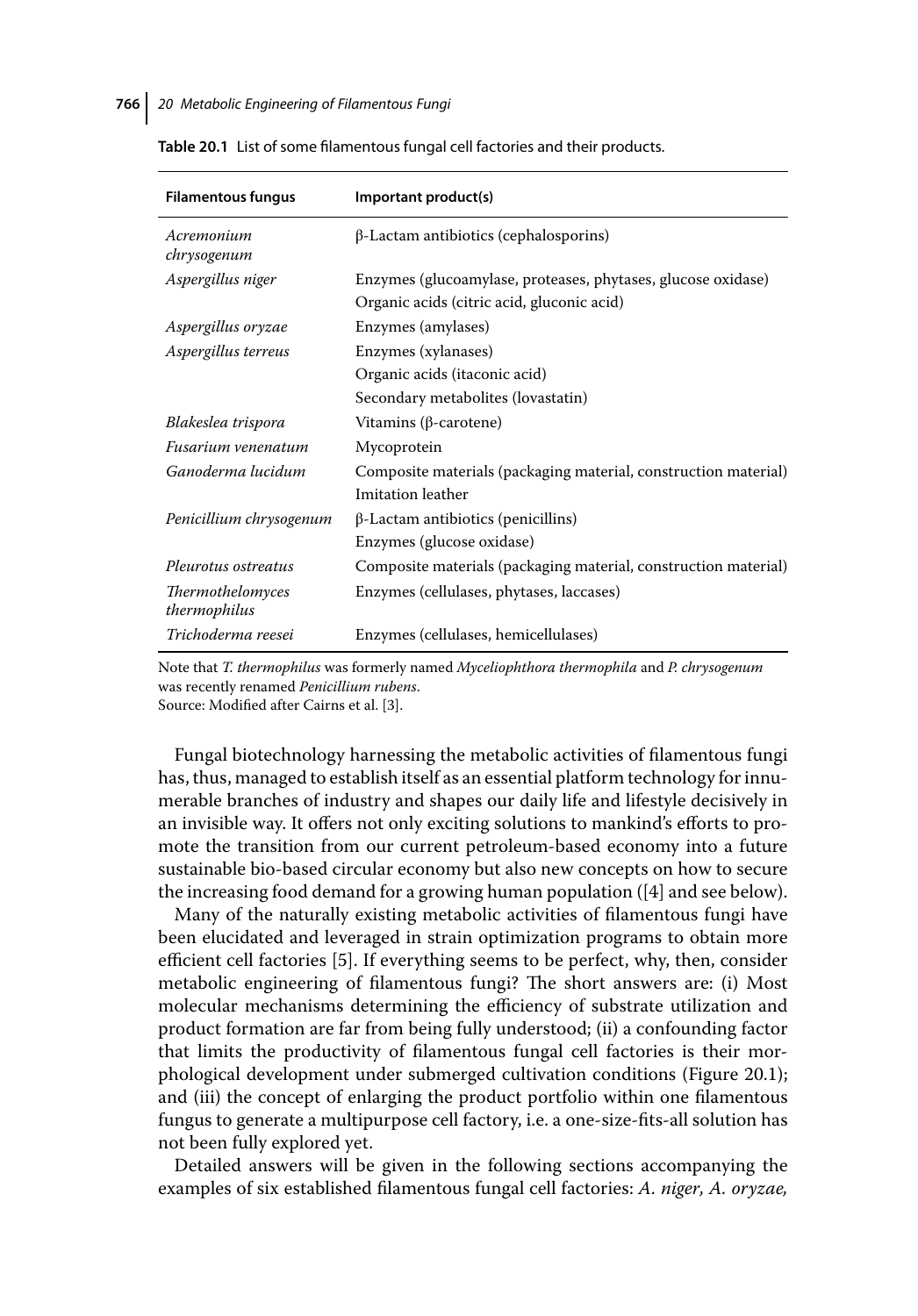**Table 20.1** List of some filamentous fungal cell factories and their products.

| Filamentous fungus | Important product(s) |
|---|---|
| *Acremonium chrysogenum* | β-Lactam antibiotics (cephalosporins) |
| *Aspergillus niger* | Enzymes (glucoamylase, proteases, phytases, glucose oxidase) |
| | Organic acids (citric acid, gluconic acid) |
| *Aspergillus oryzae* | Enzymes (amylases) |
| *Aspergillus terreus* | Enzymes (xylanases) |
| | Organic acids (itaconic acid) |
| | Secondary metabolites (lovastatin) |
| *Blakeslea trispora* | Vitamins (β-carotene) |
| *Fusarium venenatum* | Mycoprotein |
| *Ganoderma lucidum* | Composite materials (packaging material, construction material) |
| | Imitation leather |
| *Penicillium chrysogenum* | β-Lactam antibiotics (penicillins) |
| | Enzymes (glucose oxidase) |
| *Pleurotus ostreatus* | Composite materials (packaging material, construction material) |
| *Thermothelomyces thermophilus* | Enzymes (cellulases, phytases, laccases) |
| *Trichoderma reesei* | Enzymes (cellulases, hemicellulases) |

Note that *T. thermophilus* was formerly named *Myceliophthora thermophila* and *P. chrysogenum* was recently renamed *Penicillium rubens*.
Source: Modified after Cairns et al. [3].

Fungal biotechnology harnessing the metabolic activities of filamentous fungi has, thus, managed to establish itself as an essential platform technology for innumerable branches of industry and shapes our daily life and lifestyle decisively in an invisible way. It offers not only exciting solutions to mankind's efforts to promote the transition from our current petroleum-based economy into a future sustainable bio-based circular economy but also new concepts on how to secure the increasing food demand for a growing human population ([4] and see below).

Many of the naturally existing metabolic activities of filamentous fungi have been elucidated and leveraged in strain optimization programs to obtain more efficient cell factories [5]. If everything seems to be perfect, why, then, consider metabolic engineering of filamentous fungi? The short answers are: (i) Most molecular mechanisms determining the efficiency of substrate utilization and product formation are far from being fully understood; (ii) a confounding factor that limits the productivity of filamentous fungal cell factories is their morphological development under submerged cultivation conditions (Figure 20.1); and (iii) the concept of enlarging the product portfolio within one filamentous fungus to generate a multipurpose cell factory, i.e. a one-size-fits-all solution has not been fully explored yet.

Detailed answers will be given in the following sections accompanying the examples of six established filamentous fungal cell factories: *A. niger, A. oryzae,*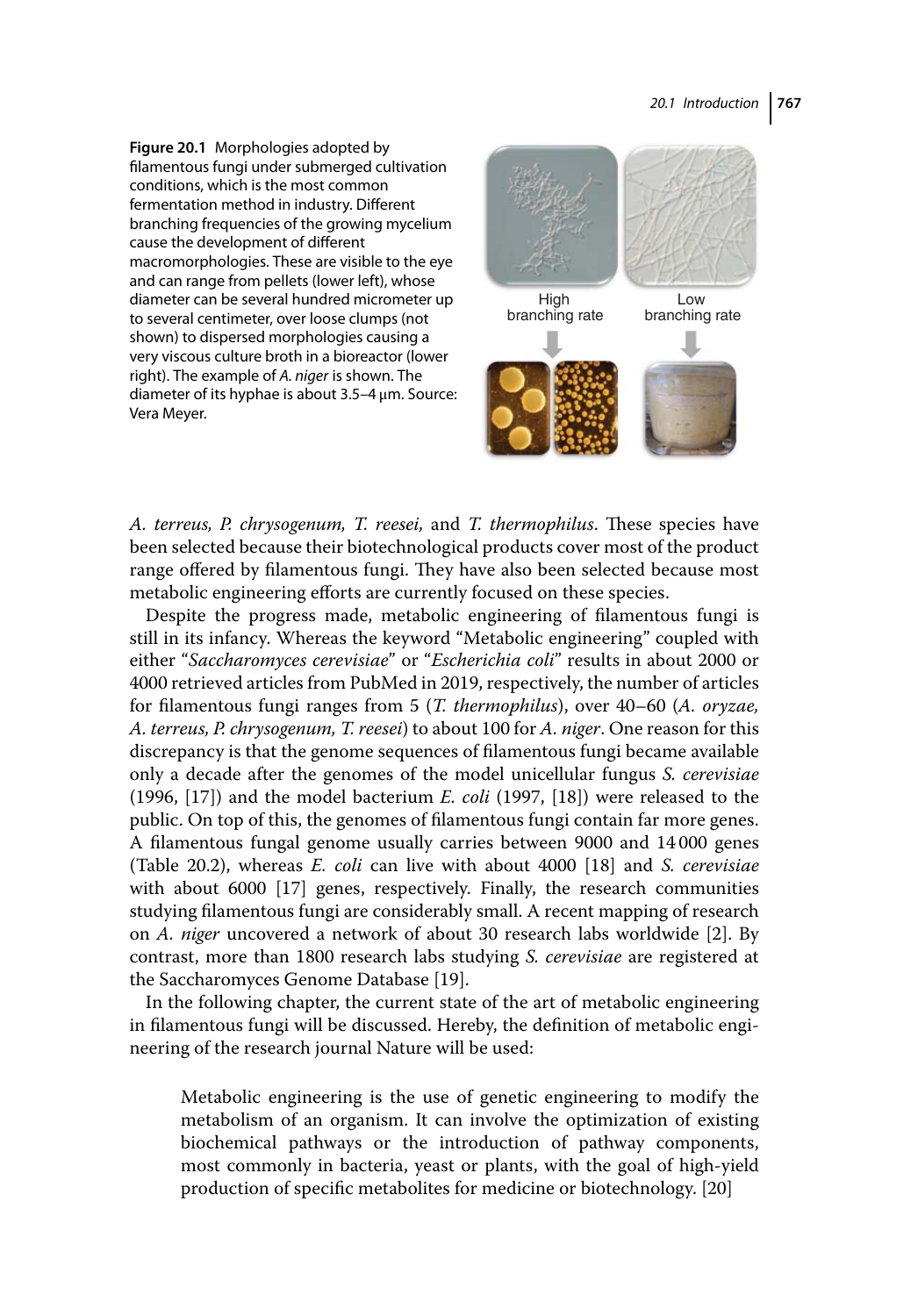**Figure 20.1** Morphologies adopted by filamentous fungi under submerged cultivation conditions, which is the most common fermentation method in industry. Different branching frequencies of the growing mycelium cause the development of different macromorphologies. These are visible to the eye and can range from pellets (lower left), whose diameter can be several hundred micrometer up to several centimeter, over loose clumps (not shown) to dispersed morphologies causing a very viscous culture broth in a bioreactor (lower right). The example of *A. niger* is shown. The diameter of its hyphae is about 3.5–4 μm. Source: Vera Meyer.

*A. terreus, P. chrysogenum, T. reesei,* and *T. thermophilus*. These species have been selected because their biotechnological products cover most of the product range offered by filamentous fungi. They have also been selected because most metabolic engineering efforts are currently focused on these species.

Despite the progress made, metabolic engineering of filamentous fungi is still in its infancy. Whereas the keyword "Metabolic engineering" coupled with either "*Saccharomyces cerevisiae*" or "*Escherichia coli*" results in about 2000 or 4000 retrieved articles from PubMed in 2019, respectively, the number of articles for filamentous fungi ranges from 5 (*T. thermophilus*), over 40–60 (*A. oryzae, A. terreus, P. chrysogenum, T. reesei*) to about 100 for *A. niger*. One reason for this discrepancy is that the genome sequences of filamentous fungi became available only a decade after the genomes of the model unicellular fungus *S. cerevisiae* (1996, [17]) and the model bacterium *E. coli* (1997, [18]) were released to the public. On top of this, the genomes of filamentous fungi contain far more genes. A filamentous fungal genome usually carries between 9000 and 14 000 genes (Table 20.2), whereas *E. coli* can live with about 4000 [18] and *S. cerevisiae* with about 6000 [17] genes, respectively. Finally, the research communities studying filamentous fungi are considerably small. A recent mapping of research on *A. niger* uncovered a network of about 30 research labs worldwide [2]. By contrast, more than 1800 research labs studying *S. cerevisiae* are registered at the Saccharomyces Genome Database [19].

In the following chapter, the current state of the art of metabolic engineering in filamentous fungi will be discussed. Hereby, the definition of metabolic engineering of the research journal Nature will be used:

> Metabolic engineering is the use of genetic engineering to modify the metabolism of an organism. It can involve the optimization of existing biochemical pathways or the introduction of pathway components, most commonly in bacteria, yeast or plants, with the goal of high-yield production of specific metabolites for medicine or biotechnology. [20]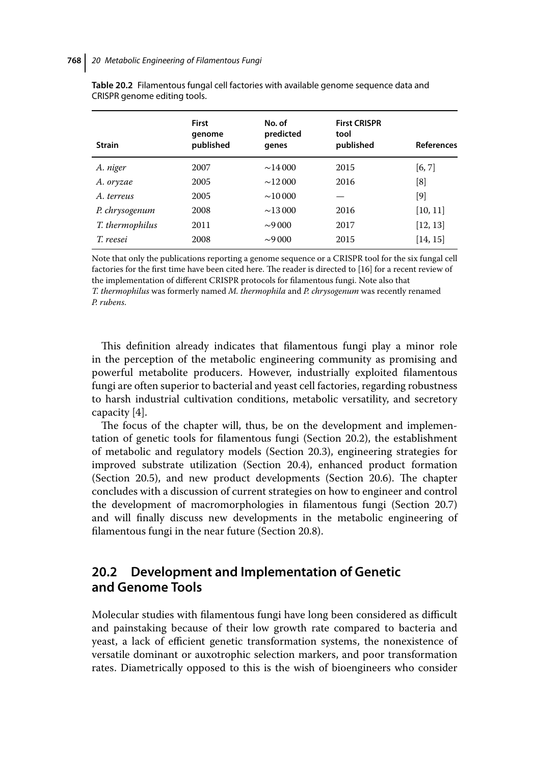**Table 20.2** Filamentous fungal cell factories with available genome sequence data and CRISPR genome editing tools.

| Strain | First genome published | No. of predicted genes | First CRISPR tool published | References |
|---|---|---|---|---|
| *A. niger* | 2007 | ~14 000 | 2015 | [6, 7] |
| *A. oryzae* | 2005 | ~12 000 | 2016 | [8] |
| *A. terreus* | 2005 | ~10 000 | — | [9] |
| *P. chrysogenum* | 2008 | ~13 000 | 2016 | [10, 11] |
| *T. thermophilus* | 2011 | ~9 000 | 2017 | [12, 13] |
| *T. reesei* | 2008 | ~9 000 | 2015 | [14, 15] |

Note that only the publications reporting a genome sequence or a CRISPR tool for the six fungal cell factories for the first time have been cited here. The reader is directed to [16] for a recent review of the implementation of different CRISPR protocols for filamentous fungi. Note also that *T. thermophilus* was formerly named *M. thermophila* and *P. chrysogenum* was recently renamed *P. rubens.*

This definition already indicates that filamentous fungi play a minor role in the perception of the metabolic engineering community as promising and powerful metabolite producers. However, industrially exploited filamentous fungi are often superior to bacterial and yeast cell factories, regarding robustness to harsh industrial cultivation conditions, metabolic versatility, and secretory capacity [4].

The focus of the chapter will, thus, be on the development and implementation of genetic tools for filamentous fungi (Section 20.2), the establishment of metabolic and regulatory models (Section 20.3), engineering strategies for improved substrate utilization (Section 20.4), enhanced product formation (Section 20.5), and new product developments (Section 20.6). The chapter concludes with a discussion of current strategies on how to engineer and control the development of macromorphologies in filamentous fungi (Section 20.7) and will finally discuss new developments in the metabolic engineering of filamentous fungi in the near future (Section 20.8).

## 20.2 Development and Implementation of Genetic and Genome Tools

Molecular studies with filamentous fungi have long been considered as difficult and painstaking because of their low growth rate compared to bacteria and yeast, a lack of efficient genetic transformation systems, the nonexistence of versatile dominant or auxotrophic selection markers, and poor transformation rates. Diametrically opposed to this is the wish of bioengineers who consider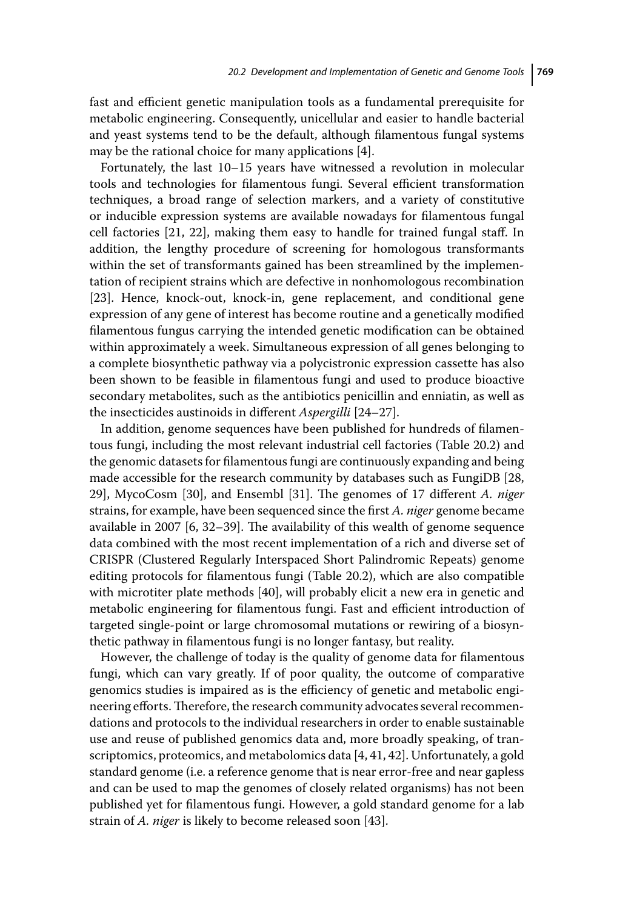fast and efficient genetic manipulation tools as a fundamental prerequisite for metabolic engineering. Consequently, unicellular and easier to handle bacterial and yeast systems tend to be the default, although filamentous fungal systems may be the rational choice for many applications [4].

Fortunately, the last 10–15 years have witnessed a revolution in molecular tools and technologies for filamentous fungi. Several efficient transformation techniques, a broad range of selection markers, and a variety of constitutive or inducible expression systems are available nowadays for filamentous fungal cell factories [21, 22], making them easy to handle for trained fungal staff. In addition, the lengthy procedure of screening for homologous transformants within the set of transformants gained has been streamlined by the implementation of recipient strains which are defective in nonhomologous recombination [23]. Hence, knock-out, knock-in, gene replacement, and conditional gene expression of any gene of interest has become routine and a genetically modified filamentous fungus carrying the intended genetic modification can be obtained within approximately a week. Simultaneous expression of all genes belonging to a complete biosynthetic pathway via a polycistronic expression cassette has also been shown to be feasible in filamentous fungi and used to produce bioactive secondary metabolites, such as the antibiotics penicillin and enniatin, as well as the insecticides austinoids in different *Aspergilli* [24–27].

In addition, genome sequences have been published for hundreds of filamentous fungi, including the most relevant industrial cell factories (Table 20.2) and the genomic datasets for filamentous fungi are continuously expanding and being made accessible for the research community by databases such as FungiDB [28, 29], MycoCosm [30], and Ensembl [31]. The genomes of 17 different *A. niger* strains, for example, have been sequenced since the first *A. niger* genome became available in 2007 [6, 32–39]. The availability of this wealth of genome sequence data combined with the most recent implementation of a rich and diverse set of CRISPR (Clustered Regularly Interspaced Short Palindromic Repeats) genome editing protocols for filamentous fungi (Table 20.2), which are also compatible with microtiter plate methods [40], will probably elicit a new era in genetic and metabolic engineering for filamentous fungi. Fast and efficient introduction of targeted single-point or large chromosomal mutations or rewiring of a biosynthetic pathway in filamentous fungi is no longer fantasy, but reality.

However, the challenge of today is the quality of genome data for filamentous fungi, which can vary greatly. If of poor quality, the outcome of comparative genomics studies is impaired as is the efficiency of genetic and metabolic engineering efforts. Therefore, the research community advocates several recommendations and protocols to the individual researchers in order to enable sustainable use and reuse of published genomics data and, more broadly speaking, of transcriptomics, proteomics, and metabolomics data [4, 41, 42]. Unfortunately, a gold standard genome (i.e. a reference genome that is near error-free and near gapless and can be used to map the genomes of closely related organisms) has not been published yet for filamentous fungi. However, a gold standard genome for a lab strain of *A. niger* is likely to become released soon [43].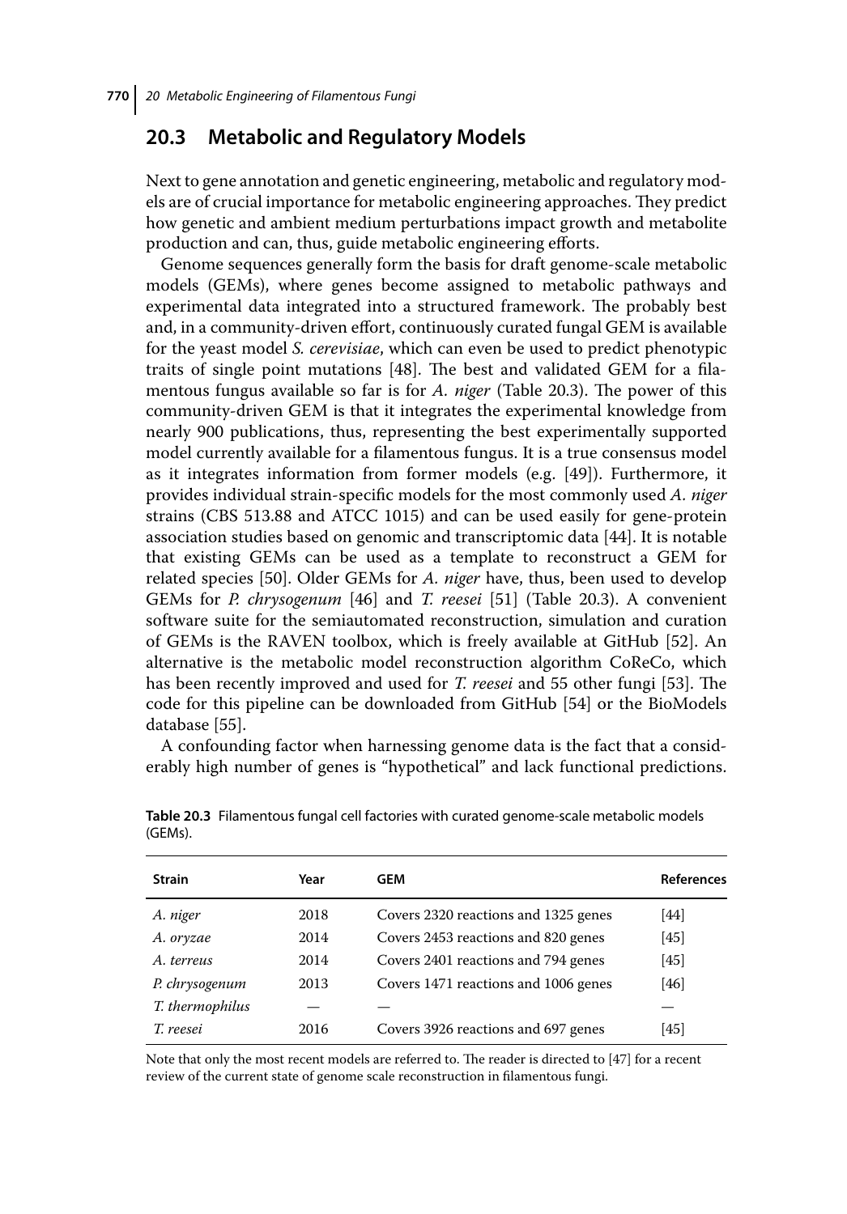## 20.3 Metabolic and Regulatory Models

Next to gene annotation and genetic engineering, metabolic and regulatory models are of crucial importance for metabolic engineering approaches. They predict how genetic and ambient medium perturbations impact growth and metabolite production and can, thus, guide metabolic engineering efforts.

Genome sequences generally form the basis for draft genome-scale metabolic models (GEMs), where genes become assigned to metabolic pathways and experimental data integrated into a structured framework. The probably best and, in a community-driven effort, continuously curated fungal GEM is available for the yeast model *S. cerevisiae*, which can even be used to predict phenotypic traits of single point mutations [48]. The best and validated GEM for a filamentous fungus available so far is for *A. niger* (Table 20.3). The power of this community-driven GEM is that it integrates the experimental knowledge from nearly 900 publications, thus, representing the best experimentally supported model currently available for a filamentous fungus. It is a true consensus model as it integrates information from former models (e.g. [49]). Furthermore, it provides individual strain-specific models for the most commonly used *A. niger* strains (CBS 513.88 and ATCC 1015) and can be used easily for gene-protein association studies based on genomic and transcriptomic data [44]. It is notable that existing GEMs can be used as a template to reconstruct a GEM for related species [50]. Older GEMs for *A. niger* have, thus, been used to develop GEMs for *P. chrysogenum* [46] and *T. reesei* [51] (Table 20.3). A convenient software suite for the semiautomated reconstruction, simulation and curation of GEMs is the RAVEN toolbox, which is freely available at GitHub [52]. An alternative is the metabolic model reconstruction algorithm CoReCo, which has been recently improved and used for *T. reesei* and 55 other fungi [53]. The code for this pipeline can be downloaded from GitHub [54] or the BioModels database [55].

A confounding factor when harnessing genome data is the fact that a considerably high number of genes is "hypothetical" and lack functional predictions.

**Table 20.3** Filamentous fungal cell factories with curated genome-scale metabolic models (GEMs).

| Strain | Year | GEM | References |
|---|---|---|---|
| *A. niger* | 2018 | Covers 2320 reactions and 1325 genes | [44] |
| *A. oryzae* | 2014 | Covers 2453 reactions and 820 genes | [45] |
| *A. terreus* | 2014 | Covers 2401 reactions and 794 genes | [45] |
| *P. chrysogenum* | 2013 | Covers 1471 reactions and 1006 genes | [46] |
| *T. thermophilus* | — | — | — |
| *T. reesei* | 2016 | Covers 3926 reactions and 697 genes | [45] |

Note that only the most recent models are referred to. The reader is directed to [47] for a recent review of the current state of genome scale reconstruction in filamentous fungi.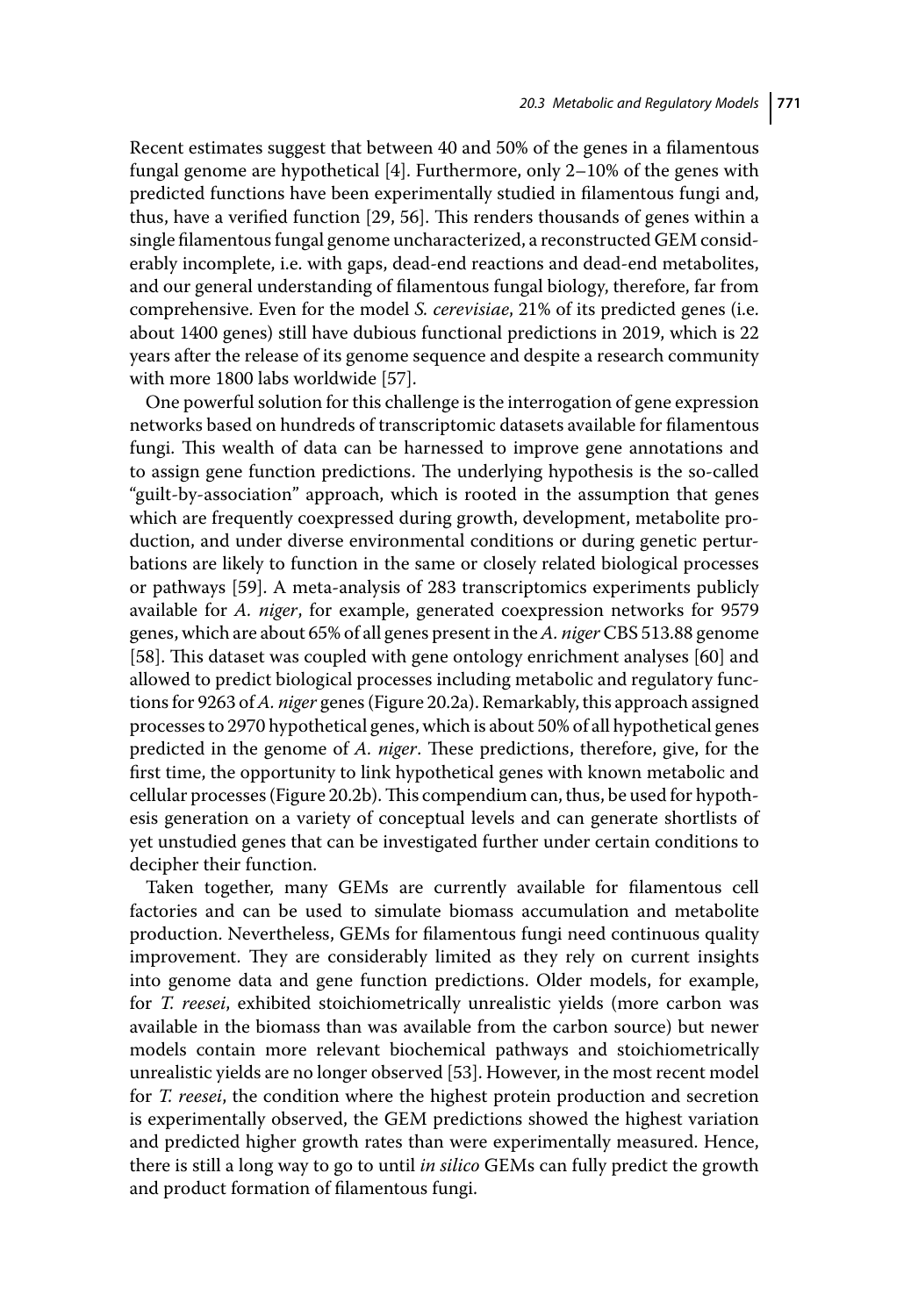Recent estimates suggest that between 40 and 50% of the genes in a filamentous fungal genome are hypothetical [4]. Furthermore, only 2–10% of the genes with predicted functions have been experimentally studied in filamentous fungi and, thus, have a verified function [29, 56]. This renders thousands of genes within a single filamentous fungal genome uncharacterized, a reconstructed GEM considerably incomplete, i.e. with gaps, dead-end reactions and dead-end metabolites, and our general understanding of filamentous fungal biology, therefore, far from comprehensive. Even for the model *S. cerevisiae*, 21% of its predicted genes (i.e. about 1400 genes) still have dubious functional predictions in 2019, which is 22 years after the release of its genome sequence and despite a research community with more 1800 labs worldwide [57].

One powerful solution for this challenge is the interrogation of gene expression networks based on hundreds of transcriptomic datasets available for filamentous fungi. This wealth of data can be harnessed to improve gene annotations and to assign gene function predictions. The underlying hypothesis is the so-called "guilt-by-association" approach, which is rooted in the assumption that genes which are frequently coexpressed during growth, development, metabolite production, and under diverse environmental conditions or during genetic perturbations are likely to function in the same or closely related biological processes or pathways [59]. A meta-analysis of 283 transcriptomics experiments publicly available for *A. niger*, for example, generated coexpression networks for 9579 genes, which are about 65% of all genes present in the *A. niger* CBS 513.88 genome [58]. This dataset was coupled with gene ontology enrichment analyses [60] and allowed to predict biological processes including metabolic and regulatory functions for 9263 of *A. niger* genes (Figure 20.2a). Remarkably, this approach assigned processes to 2970 hypothetical genes, which is about 50% of all hypothetical genes predicted in the genome of *A. niger*. These predictions, therefore, give, for the first time, the opportunity to link hypothetical genes with known metabolic and cellular processes (Figure 20.2b). This compendium can, thus, be used for hypothesis generation on a variety of conceptual levels and can generate shortlists of yet unstudied genes that can be investigated further under certain conditions to decipher their function.

Taken together, many GEMs are currently available for filamentous cell factories and can be used to simulate biomass accumulation and metabolite production. Nevertheless, GEMs for filamentous fungi need continuous quality improvement. They are considerably limited as they rely on current insights into genome data and gene function predictions. Older models, for example, for *T. reesei*, exhibited stoichiometrically unrealistic yields (more carbon was available in the biomass than was available from the carbon source) but newer models contain more relevant biochemical pathways and stoichiometrically unrealistic yields are no longer observed [53]. However, in the most recent model for *T. reesei*, the condition where the highest protein production and secretion is experimentally observed, the GEM predictions showed the highest variation and predicted higher growth rates than were experimentally measured. Hence, there is still a long way to go to until *in silico* GEMs can fully predict the growth and product formation of filamentous fungi.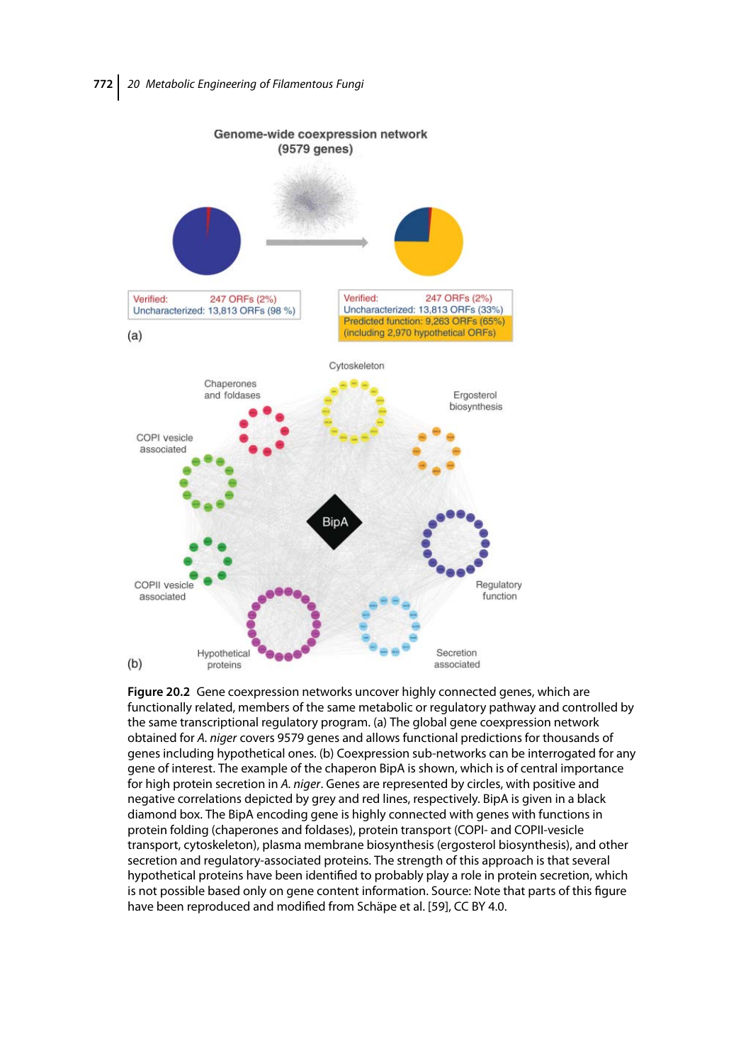Figure 20.2 Gene coexpression networks uncover highly connected genes, which are functionally related, members of the same metabolic or regulatory pathway and controlled by the same transcriptional regulatory program. (a) The global gene coexpression network obtained for *A. niger* covers 9579 genes and allows functional predictions for thousands of genes including hypothetical ones. (b) Coexpression sub-networks can be interrogated for any gene of interest. The example of the chaperon BipA is shown, which is of central importance for high protein secretion in *A. niger*. Genes are represented by circles, with positive and negative correlations depicted by grey and red lines, respectively. BipA is given in a black diamond box. The BipA encoding gene is highly connected with genes with functions in protein folding (chaperones and foldases), protein transport (COPI- and COPII-vesicle transport, cytoskeleton), plasma membrane biosynthesis (ergosterol biosynthesis), and other secretion and regulatory-associated proteins. The strength of this approach is that several hypothetical proteins have been identified to probably play a role in protein secretion, which is not possible based only on gene content information. Source: Note that parts of this figure have been reproduced and modified from Schäpe et al. [59], CC BY 4.0.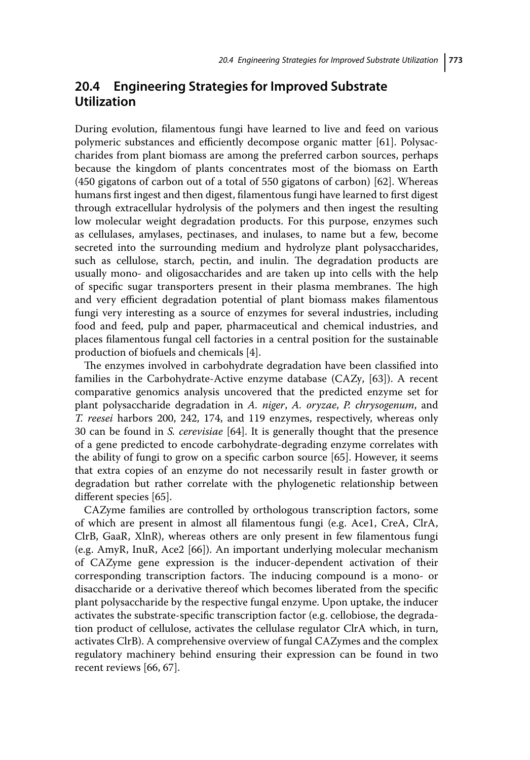## 20.4 Engineering Strategies for Improved Substrate Utilization

During evolution, filamentous fungi have learned to live and feed on various polymeric substances and efficiently decompose organic matter [61]. Polysaccharides from plant biomass are among the preferred carbon sources, perhaps because the kingdom of plants concentrates most of the biomass on Earth (450 gigatons of carbon out of a total of 550 gigatons of carbon) [62]. Whereas humans first ingest and then digest, filamentous fungi have learned to first digest through extracellular hydrolysis of the polymers and then ingest the resulting low molecular weight degradation products. For this purpose, enzymes such as cellulases, amylases, pectinases, and inulases, to name but a few, become secreted into the surrounding medium and hydrolyze plant polysaccharides, such as cellulose, starch, pectin, and inulin. The degradation products are usually mono- and oligosaccharides and are taken up into cells with the help of specific sugar transporters present in their plasma membranes. The high and very efficient degradation potential of plant biomass makes filamentous fungi very interesting as a source of enzymes for several industries, including food and feed, pulp and paper, pharmaceutical and chemical industries, and places filamentous fungal cell factories in a central position for the sustainable production of biofuels and chemicals [4].

The enzymes involved in carbohydrate degradation have been classified into families in the Carbohydrate-Active enzyme database (CAZy, [63]). A recent comparative genomics analysis uncovered that the predicted enzyme set for plant polysaccharide degradation in *A. niger*, *A. oryzae*, *P. chrysogenum*, and *T. reesei* harbors 200, 242, 174, and 119 enzymes, respectively, whereas only 30 can be found in *S. cerevisiae* [64]. It is generally thought that the presence of a gene predicted to encode carbohydrate-degrading enzyme correlates with the ability of fungi to grow on a specific carbon source [65]. However, it seems that extra copies of an enzyme do not necessarily result in faster growth or degradation but rather correlate with the phylogenetic relationship between different species [65].

CAZyme families are controlled by orthologous transcription factors, some of which are present in almost all filamentous fungi (e.g. Ace1, CreA, ClrA, ClrB, GaaR, XlnR), whereas others are only present in few filamentous fungi (e.g. AmyR, InuR, Ace2 [66]). An important underlying molecular mechanism of CAZyme gene expression is the inducer-dependent activation of their corresponding transcription factors. The inducing compound is a mono- or disaccharide or a derivative thereof which becomes liberated from the specific plant polysaccharide by the respective fungal enzyme. Upon uptake, the inducer activates the substrate-specific transcription factor (e.g. cellobiose, the degradation product of cellulose, activates the cellulase regulator ClrA which, in turn, activates ClrB). A comprehensive overview of fungal CAZymes and the complex regulatory machinery behind ensuring their expression can be found in two recent reviews [66, 67].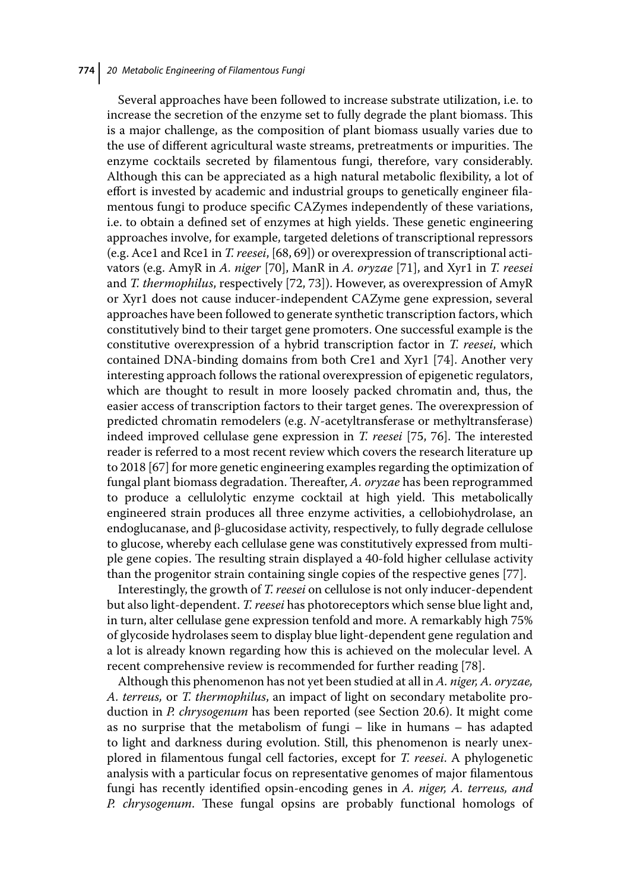Several approaches have been followed to increase substrate utilization, i.e. to increase the secretion of the enzyme set to fully degrade the plant biomass. This is a major challenge, as the composition of plant biomass usually varies due to the use of different agricultural waste streams, pretreatments or impurities. The enzyme cocktails secreted by filamentous fungi, therefore, vary considerably. Although this can be appreciated as a high natural metabolic flexibility, a lot of effort is invested by academic and industrial groups to genetically engineer filamentous fungi to produce specific CAZymes independently of these variations, i.e. to obtain a defined set of enzymes at high yields. These genetic engineering approaches involve, for example, targeted deletions of transcriptional repressors (e.g. Ace1 and Rce1 in *T. reesei*, [68, 69]) or overexpression of transcriptional activators (e.g. AmyR in *A. niger* [70], ManR in *A. oryzae* [71], and Xyr1 in *T. reesei* and *T. thermophilus*, respectively [72, 73]). However, as overexpression of AmyR or Xyr1 does not cause inducer-independent CAZyme gene expression, several approaches have been followed to generate synthetic transcription factors, which constitutively bind to their target gene promoters. One successful example is the constitutive overexpression of a hybrid transcription factor in *T. reesei*, which contained DNA-binding domains from both Cre1 and Xyr1 [74]. Another very interesting approach follows the rational overexpression of epigenetic regulators, which are thought to result in more loosely packed chromatin and, thus, the easier access of transcription factors to their target genes. The overexpression of predicted chromatin remodelers (e.g. *N*-acetyltransferase or methyltransferase) indeed improved cellulase gene expression in *T. reesei* [75, 76]. The interested reader is referred to a most recent review which covers the research literature up to 2018 [67] for more genetic engineering examples regarding the optimization of fungal plant biomass degradation. Thereafter, *A. oryzae* has been reprogrammed to produce a cellulolytic enzyme cocktail at high yield. This metabolically engineered strain produces all three enzyme activities, a cellobiohydrolase, an endoglucanase, and β-glucosidase activity, respectively, to fully degrade cellulose to glucose, whereby each cellulase gene was constitutively expressed from multiple gene copies. The resulting strain displayed a 40-fold higher cellulase activity than the progenitor strain containing single copies of the respective genes [77].

Interestingly, the growth of *T. reesei* on cellulose is not only inducer-dependent but also light-dependent. *T. reesei* has photoreceptors which sense blue light and, in turn, alter cellulase gene expression tenfold and more. A remarkably high 75% of glycoside hydrolases seem to display blue light-dependent gene regulation and a lot is already known regarding how this is achieved on the molecular level. A recent comprehensive review is recommended for further reading [78].

Although this phenomenon has not yet been studied at all in *A. niger, A. oryzae, A. terreus,* or *T. thermophilus*, an impact of light on secondary metabolite production in *P. chrysogenum* has been reported (see Section 20.6). It might come as no surprise that the metabolism of fungi – like in humans – has adapted to light and darkness during evolution. Still, this phenomenon is nearly unexplored in filamentous fungal cell factories, except for *T. reesei*. A phylogenetic analysis with a particular focus on representative genomes of major filamentous fungi has recently identified opsin-encoding genes in *A. niger, A. terreus, and P. chrysogenum*. These fungal opsins are probably functional homologs of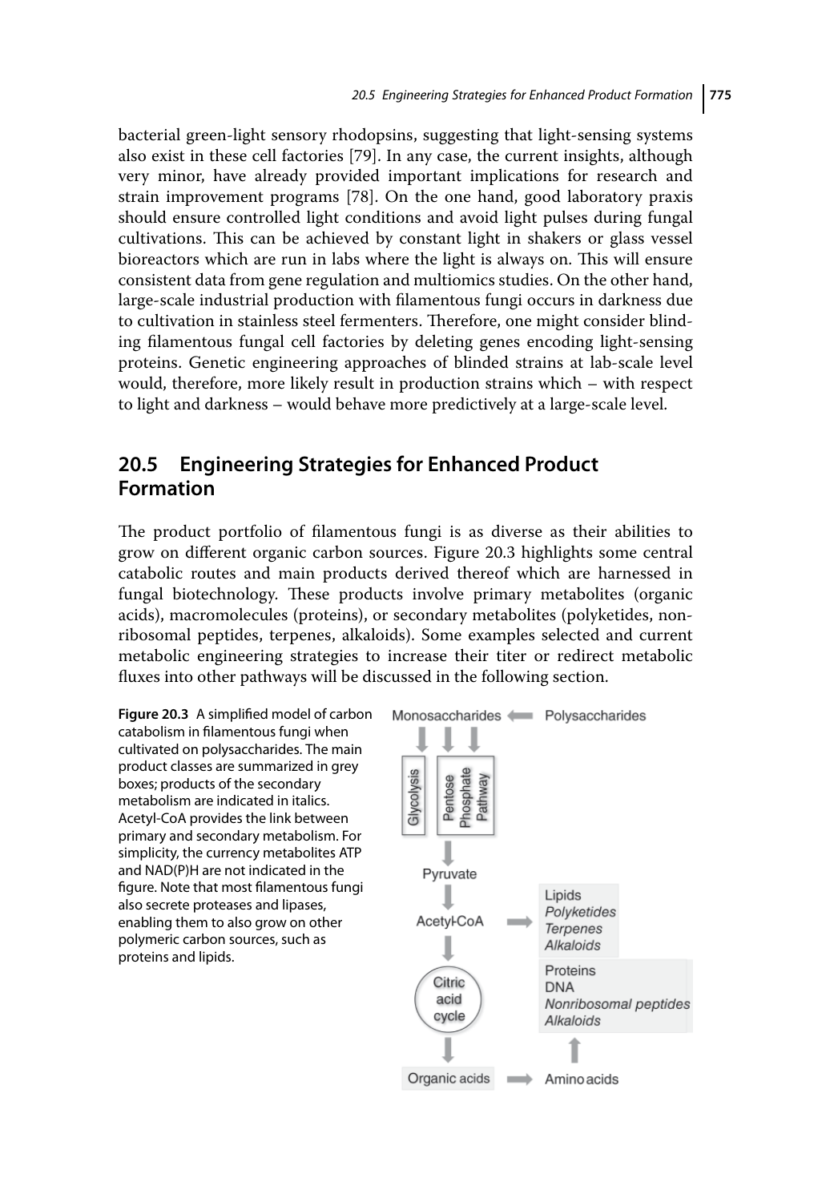bacterial green-light sensory rhodopsins, suggesting that light-sensing systems also exist in these cell factories [79]. In any case, the current insights, although very minor, have already provided important implications for research and strain improvement programs [78]. On the one hand, good laboratory praxis should ensure controlled light conditions and avoid light pulses during fungal cultivations. This can be achieved by constant light in shakers or glass vessel bioreactors which are run in labs where the light is always on. This will ensure consistent data from gene regulation and multiomics studies. On the other hand, large-scale industrial production with filamentous fungi occurs in darkness due to cultivation in stainless steel fermenters. Therefore, one might consider blinding filamentous fungal cell factories by deleting genes encoding light-sensing proteins. Genetic engineering approaches of blinded strains at lab-scale level would, therefore, more likely result in production strains which – with respect to light and darkness – would behave more predictively at a large-scale level.

## 20.5 Engineering Strategies for Enhanced Product Formation

The product portfolio of filamentous fungi is as diverse as their abilities to grow on different organic carbon sources. Figure 20.3 highlights some central catabolic routes and main products derived thereof which are harnessed in fungal biotechnology. These products involve primary metabolites (organic acids), macromolecules (proteins), or secondary metabolites (polyketides, nonribosomal peptides, terpenes, alkaloids). Some examples selected and current metabolic engineering strategies to increase their titer or redirect metabolic fluxes into other pathways will be discussed in the following section.

**Figure 20.3** A simplified model of carbon catabolism in filamentous fungi when cultivated on polysaccharides. The main product classes are summarized in grey boxes; products of the secondary metabolism are indicated in italics. Acetyl-CoA provides the link between primary and secondary metabolism. For simplicity, the currency metabolites ATP and NAD(P)H are not indicated in the figure. Note that most filamentous fungi also secrete proteases and lipases, enabling them to also grow on other polymeric carbon sources, such as proteins and lipids.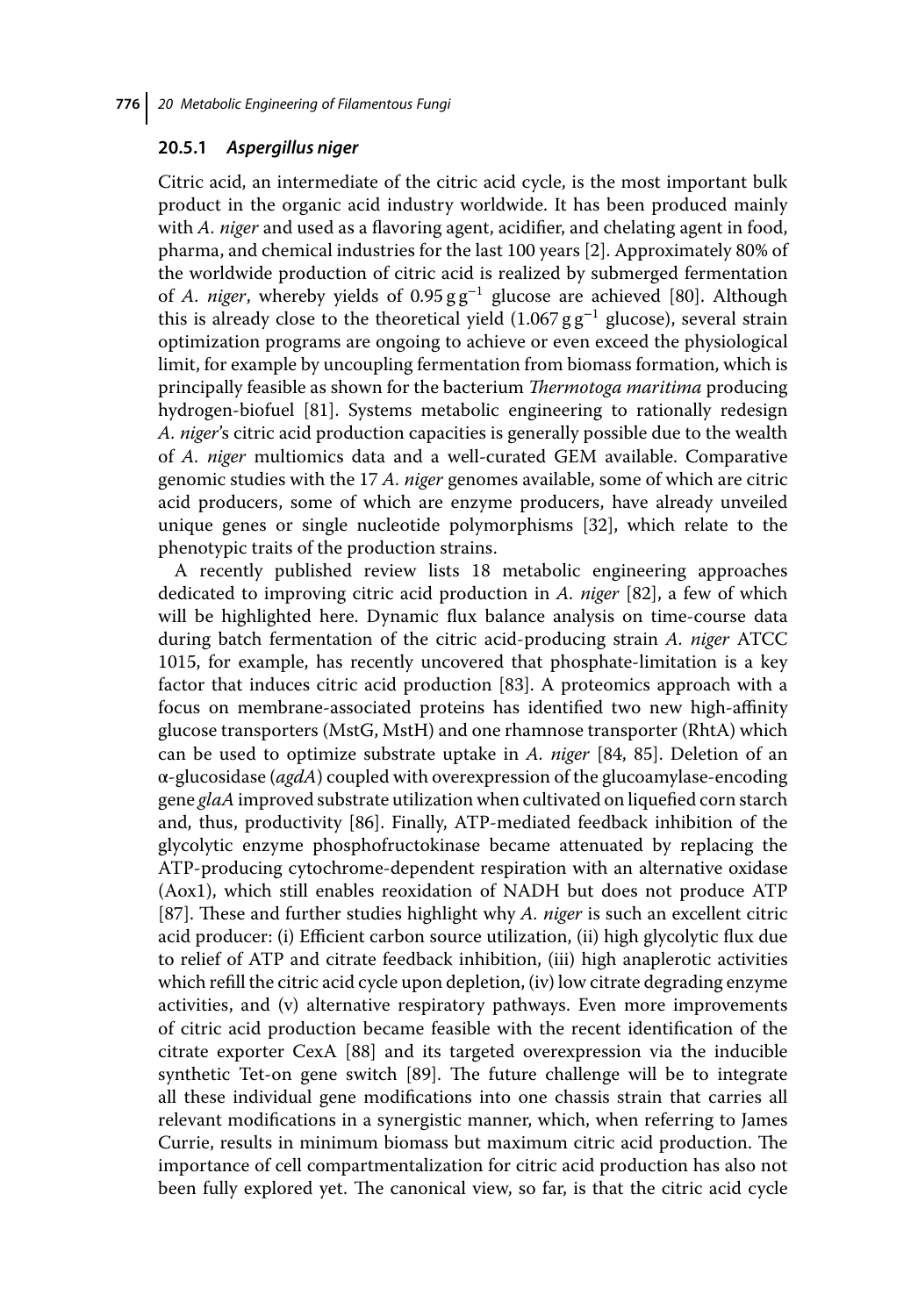### 20.5.1 *Aspergillus niger*

Citric acid, an intermediate of the citric acid cycle, is the most important bulk product in the organic acid industry worldwide. It has been produced mainly with *A. niger* and used as a flavoring agent, acidifier, and chelating agent in food, pharma, and chemical industries for the last 100 years [2]. Approximately 80% of the worldwide production of citric acid is realized by submerged fermentation of *A. niger*, whereby yields of $0.95\,\mathrm{g\,g^{-1}}$ glucose are achieved [80]. Although this is already close to the theoretical yield ($1.067\,\mathrm{g\,g^{-1}}$ glucose), several strain optimization programs are ongoing to achieve or even exceed the physiological limit, for example by uncoupling fermentation from biomass formation, which is principally feasible as shown for the bacterium *Thermotoga maritima* producing hydrogen-biofuel [81]. Systems metabolic engineering to rationally redesign *A. niger*'s citric acid production capacities is generally possible due to the wealth of *A. niger* multiomics data and a well-curated GEM available. Comparative genomic studies with the 17 *A. niger* genomes available, some of which are citric acid producers, some of which are enzyme producers, have already unveiled unique genes or single nucleotide polymorphisms [32], which relate to the phenotypic traits of the production strains.

A recently published review lists 18 metabolic engineering approaches dedicated to improving citric acid production in *A. niger* [82], a few of which will be highlighted here. Dynamic flux balance analysis on time-course data during batch fermentation of the citric acid-producing strain *A. niger* ATCC 1015, for example, has recently uncovered that phosphate-limitation is a key factor that induces citric acid production [83]. A proteomics approach with a focus on membrane-associated proteins has identified two new high-affinity glucose transporters (MstG, MstH) and one rhamnose transporter (RhtA) which can be used to optimize substrate uptake in *A. niger* [84, 85]. Deletion of an α-glucosidase (*agdA*) coupled with overexpression of the glucoamylase-encoding gene *glaA* improved substrate utilization when cultivated on liquefied corn starch and, thus, productivity [86]. Finally, ATP-mediated feedback inhibition of the glycolytic enzyme phosphofructokinase became attenuated by replacing the ATP-producing cytochrome-dependent respiration with an alternative oxidase (Aox1), which still enables reoxidation of NADH but does not produce ATP [87]. These and further studies highlight why *A. niger* is such an excellent citric acid producer: (i) Efficient carbon source utilization, (ii) high glycolytic flux due to relief of ATP and citrate feedback inhibition, (iii) high anaplerotic activities which refill the citric acid cycle upon depletion, (iv) low citrate degrading enzyme activities, and (v) alternative respiratory pathways. Even more improvements of citric acid production became feasible with the recent identification of the citrate exporter CexA [88] and its targeted overexpression via the inducible synthetic Tet-on gene switch [89]. The future challenge will be to integrate all these individual gene modifications into one chassis strain that carries all relevant modifications in a synergistic manner, which, when referring to James Currie, results in minimum biomass but maximum citric acid production. The importance of cell compartmentalization for citric acid production has also not been fully explored yet. The canonical view, so far, is that the citric acid cycle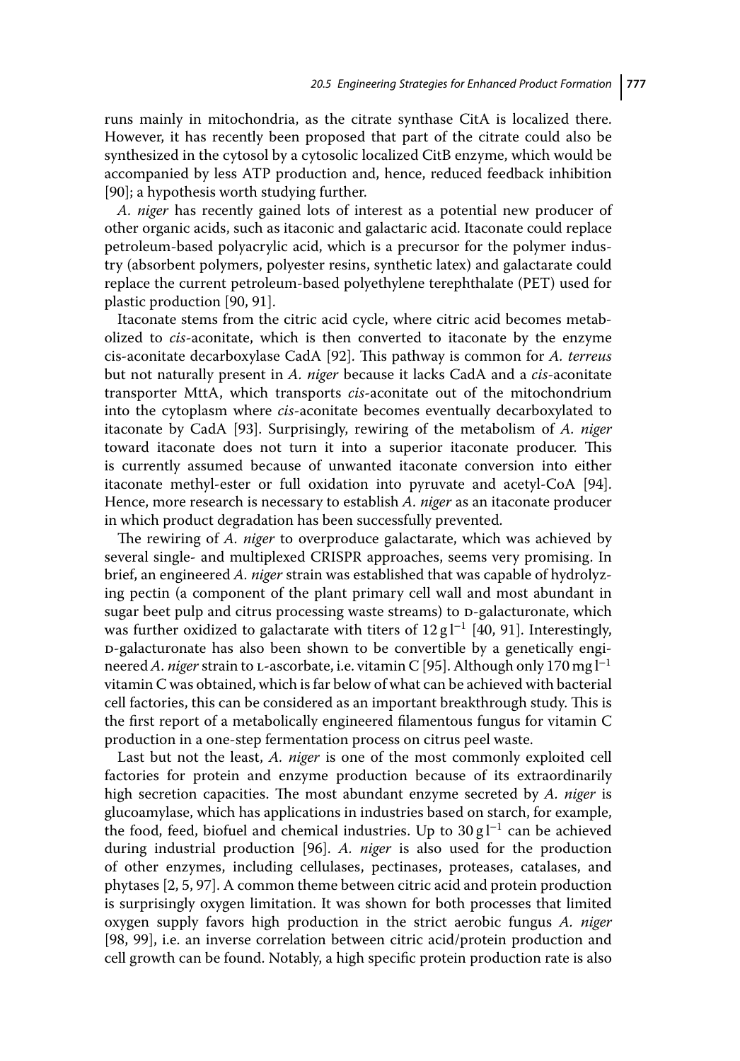runs mainly in mitochondria, as the citrate synthase CitA is localized there. However, it has recently been proposed that part of the citrate could also be synthesized in the cytosol by a cytosolic localized CitB enzyme, which would be accompanied by less ATP production and, hence, reduced feedback inhibition [90]; a hypothesis worth studying further.

*A. niger* has recently gained lots of interest as a potential new producer of other organic acids, such as itaconic and galactaric acid. Itaconate could replace petroleum-based polyacrylic acid, which is a precursor for the polymer industry (absorbent polymers, polyester resins, synthetic latex) and galactarate could replace the current petroleum-based polyethylene terephthalate (PET) used for plastic production [90, 91].

Itaconate stems from the citric acid cycle, where citric acid becomes metabolized to *cis*-aconitate, which is then converted to itaconate by the enzyme cis-aconitate decarboxylase CadA [92]. This pathway is common for *A. terreus* but not naturally present in *A. niger* because it lacks CadA and a *cis*-aconitate transporter MttA, which transports *cis*-aconitate out of the mitochondrium into the cytoplasm where *cis*-aconitate becomes eventually decarboxylated to itaconate by CadA [93]. Surprisingly, rewiring of the metabolism of *A. niger* toward itaconate does not turn it into a superior itaconate producer. This is currently assumed because of unwanted itaconate conversion into either itaconate methyl-ester or full oxidation into pyruvate and acetyl-CoA [94]. Hence, more research is necessary to establish *A. niger* as an itaconate producer in which product degradation has been successfully prevented.

The rewiring of *A. niger* to overproduce galactarate, which was achieved by several single- and multiplexed CRISPR approaches, seems very promising. In brief, an engineered *A. niger* strain was established that was capable of hydrolyzing pectin (a component of the plant primary cell wall and most abundant in sugar beet pulp and citrus processing waste streams) to D-galacturonate, which was further oxidized to galactarate with titers of $12\,g\,l^{-1}$ [40, 91]. Interestingly, D-galacturonate has also been shown to be convertible by a genetically engineered *A. niger* strain to L-ascorbate, i.e. vitamin C [95]. Although only $170\,mg\,l^{-1}$ vitamin C was obtained, which is far below of what can be achieved with bacterial cell factories, this can be considered as an important breakthrough study. This is the first report of a metabolically engineered filamentous fungus for vitamin C production in a one-step fermentation process on citrus peel waste.

Last but not the least, *A. niger* is one of the most commonly exploited cell factories for protein and enzyme production because of its extraordinarily high secretion capacities. The most abundant enzyme secreted by *A. niger* is glucoamylase, which has applications in industries based on starch, for example, the food, feed, biofuel and chemical industries. Up to $30\,g\,l^{-1}$ can be achieved during industrial production [96]. *A. niger* is also used for the production of other enzymes, including cellulases, pectinases, proteases, catalases, and phytases [2, 5, 97]. A common theme between citric acid and protein production is surprisingly oxygen limitation. It was shown for both processes that limited oxygen supply favors high production in the strict aerobic fungus *A. niger* [98, 99], i.e. an inverse correlation between citric acid/protein production and cell growth can be found. Notably, a high specific protein production rate is also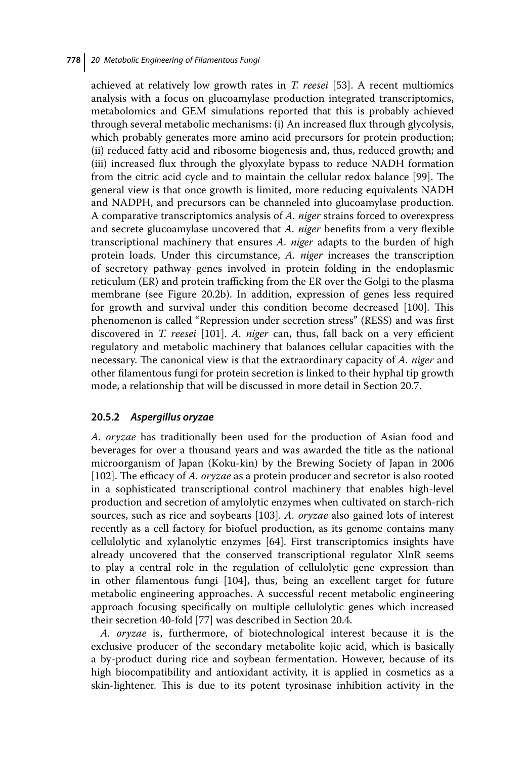achieved at relatively low growth rates in *T. reesei* [53]. A recent multiomics analysis with a focus on glucoamylase production integrated transcriptomics, metabolomics and GEM simulations reported that this is probably achieved through several metabolic mechanisms: (i) An increased flux through glycolysis, which probably generates more amino acid precursors for protein production; (ii) reduced fatty acid and ribosome biogenesis and, thus, reduced growth; and (iii) increased flux through the glyoxylate bypass to reduce NADH formation from the citric acid cycle and to maintain the cellular redox balance [99]. The general view is that once growth is limited, more reducing equivalents NADH and NADPH, and precursors can be channeled into glucoamylase production. A comparative transcriptomics analysis of *A. niger* strains forced to overexpress and secrete glucoamylase uncovered that *A. niger* benefits from a very flexible transcriptional machinery that ensures *A. niger* adapts to the burden of high protein loads. Under this circumstance, *A. niger* increases the transcription of secretory pathway genes involved in protein folding in the endoplasmic reticulum (ER) and protein trafficking from the ER over the Golgi to the plasma membrane (see Figure 20.2b). In addition, expression of genes less required for growth and survival under this condition become decreased [100]. This phenomenon is called "Repression under secretion stress" (RESS) and was first discovered in *T. reesei* [101]. *A. niger* can, thus, fall back on a very efficient regulatory and metabolic machinery that balances cellular capacities with the necessary. The canonical view is that the extraordinary capacity of *A. niger* and other filamentous fungi for protein secretion is linked to their hyphal tip growth mode, a relationship that will be discussed in more detail in Section 20.7.

### 20.5.2 *Aspergillus oryzae*

*A. oryzae* has traditionally been used for the production of Asian food and beverages for over a thousand years and was awarded the title as the national microorganism of Japan (Koku-kin) by the Brewing Society of Japan in 2006 [102]. The efficacy of *A. oryzae* as a protein producer and secretor is also rooted in a sophisticated transcriptional control machinery that enables high-level production and secretion of amylolytic enzymes when cultivated on starch-rich sources, such as rice and soybeans [103]. *A. oryzae* also gained lots of interest recently as a cell factory for biofuel production, as its genome contains many cellulolytic and xylanolytic enzymes [64]. First transcriptomics insights have already uncovered that the conserved transcriptional regulator XlnR seems to play a central role in the regulation of cellulolytic gene expression than in other filamentous fungi [104], thus, being an excellent target for future metabolic engineering approaches. A successful recent metabolic engineering approach focusing specifically on multiple cellulolytic genes which increased their secretion 40-fold [77] was described in Section 20.4.

*A. oryzae* is, furthermore, of biotechnological interest because it is the exclusive producer of the secondary metabolite kojic acid, which is basically a by-product during rice and soybean fermentation. However, because of its high biocompatibility and antioxidant activity, it is applied in cosmetics as a skin-lightener. This is due to its potent tyrosinase inhibition activity in the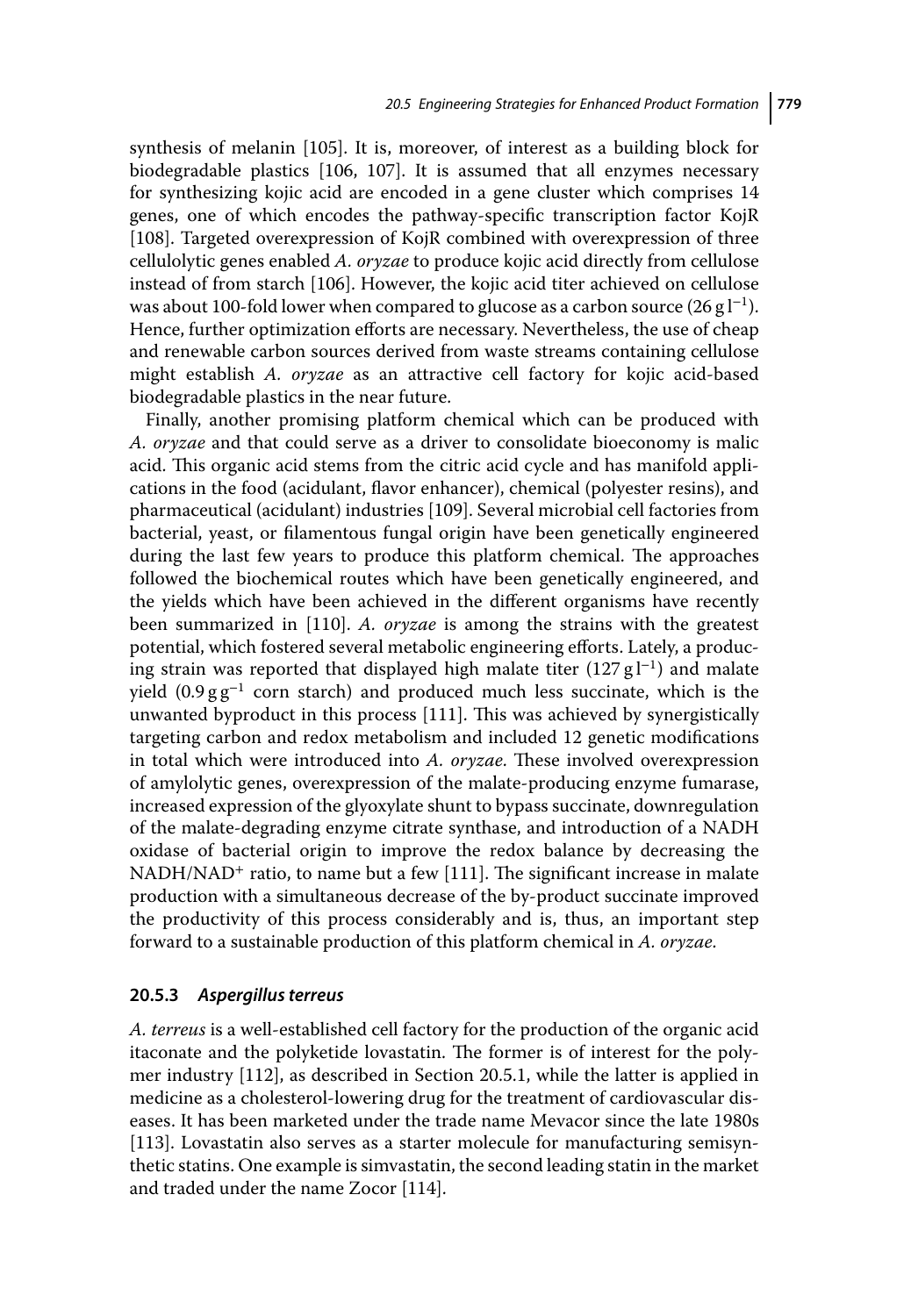synthesis of melanin [105]. It is, moreover, of interest as a building block for biodegradable plastics [106, 107]. It is assumed that all enzymes necessary for synthesizing kojic acid are encoded in a gene cluster which comprises 14 genes, one of which encodes the pathway-specific transcription factor KojR [108]. Targeted overexpression of KojR combined with overexpression of three cellulolytic genes enabled *A. oryzae* to produce kojic acid directly from cellulose instead of from starch [106]. However, the kojic acid titer achieved on cellulose was about 100-fold lower when compared to glucose as a carbon source ($26\,g\,l^{-1}$). Hence, further optimization efforts are necessary. Nevertheless, the use of cheap and renewable carbon sources derived from waste streams containing cellulose might establish *A. oryzae* as an attractive cell factory for kojic acid-based biodegradable plastics in the near future.

Finally, another promising platform chemical which can be produced with *A. oryzae* and that could serve as a driver to consolidate bioeconomy is malic acid. This organic acid stems from the citric acid cycle and has manifold applications in the food (acidulant, flavor enhancer), chemical (polyester resins), and pharmaceutical (acidulant) industries [109]. Several microbial cell factories from bacterial, yeast, or filamentous fungal origin have been genetically engineered during the last few years to produce this platform chemical. The approaches followed the biochemical routes which have been genetically engineered, and the yields which have been achieved in the different organisms have recently been summarized in [110]. *A. oryzae* is among the strains with the greatest potential, which fostered several metabolic engineering efforts. Lately, a producing strain was reported that displayed high malate titer ($127\,g\,l^{-1}$) and malate yield ($0.9\,g\,g^{-1}$ corn starch) and produced much less succinate, which is the unwanted byproduct in this process [111]. This was achieved by synergistically targeting carbon and redox metabolism and included 12 genetic modifications in total which were introduced into *A. oryzae*. These involved overexpression of amylolytic genes, overexpression of the malate-producing enzyme fumarase, increased expression of the glyoxylate shunt to bypass succinate, downregulation of the malate-degrading enzyme citrate synthase, and introduction of a NADH oxidase of bacterial origin to improve the redox balance by decreasing the $NADH/NAD^+$ ratio, to name but a few [111]. The significant increase in malate production with a simultaneous decrease of the by-product succinate improved the productivity of this process considerably and is, thus, an important step forward to a sustainable production of this platform chemical in *A. oryzae*.

### 20.5.3 *Aspergillus terreus*

*A. terreus* is a well-established cell factory for the production of the organic acid itaconate and the polyketide lovastatin. The former is of interest for the polymer industry [112], as described in Section 20.5.1, while the latter is applied in medicine as a cholesterol-lowering drug for the treatment of cardiovascular diseases. It has been marketed under the trade name Mevacor since the late 1980s [113]. Lovastatin also serves as a starter molecule for manufacturing semisynthetic statins. One example is simvastatin, the second leading statin in the market and traded under the name Zocor [114].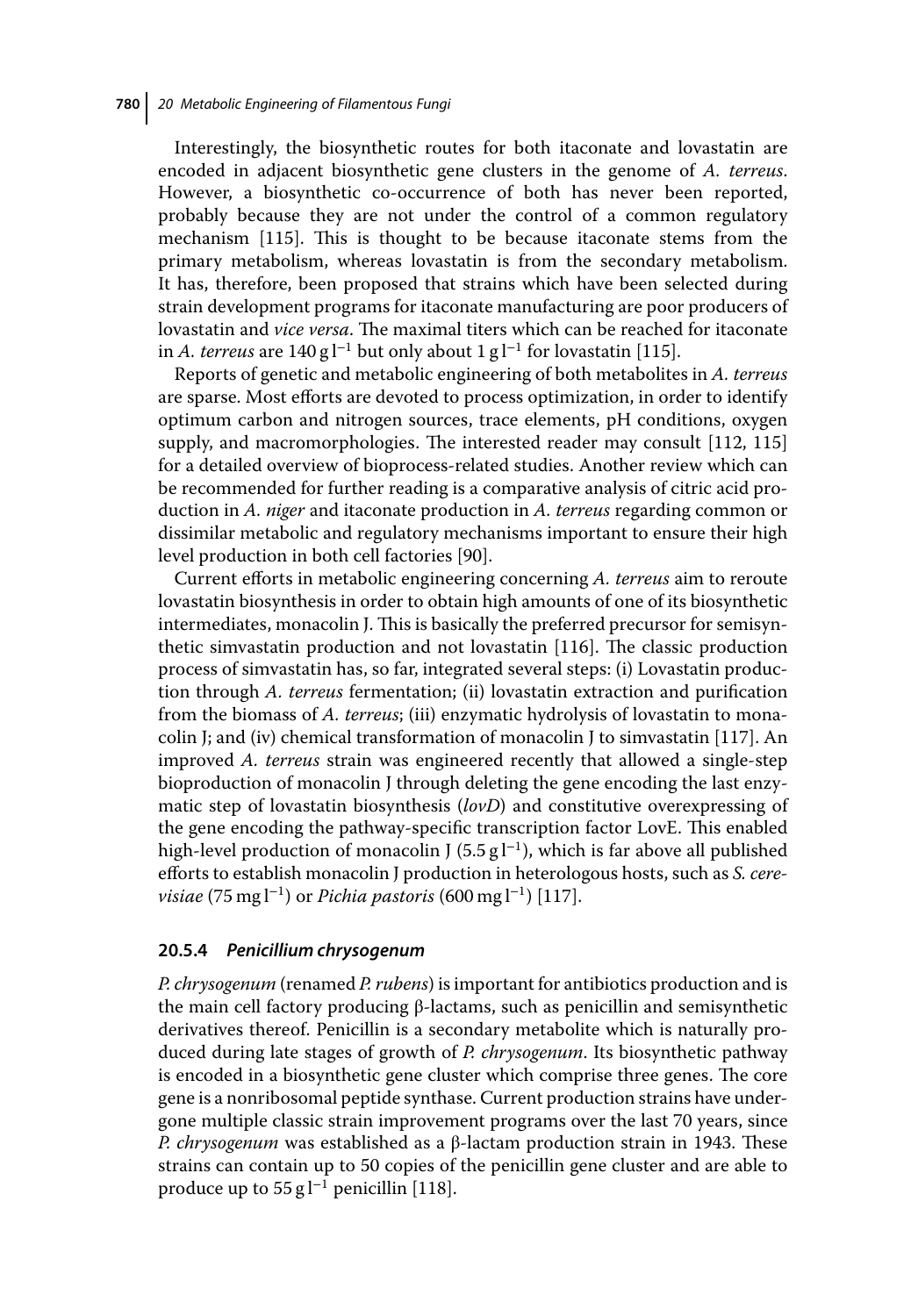Interestingly, the biosynthetic routes for both itaconate and lovastatin are encoded in adjacent biosynthetic gene clusters in the genome of *A. terreus*. However, a biosynthetic co-occurrence of both has never been reported, probably because they are not under the control of a common regulatory mechanism [115]. This is thought to be because itaconate stems from the primary metabolism, whereas lovastatin is from the secondary metabolism. It has, therefore, been proposed that strains which have been selected during strain development programs for itaconate manufacturing are poor producers of lovastatin and *vice versa*. The maximal titers which can be reached for itaconate in *A. terreus* are $140\,g\,l^{-1}$ but only about $1\,g\,l^{-1}$ for lovastatin [115].

Reports of genetic and metabolic engineering of both metabolites in *A. terreus* are sparse. Most efforts are devoted to process optimization, in order to identify optimum carbon and nitrogen sources, trace elements, pH conditions, oxygen supply, and macromorphologies. The interested reader may consult [112, 115] for a detailed overview of bioprocess-related studies. Another review which can be recommended for further reading is a comparative analysis of citric acid production in *A. niger* and itaconate production in *A. terreus* regarding common or dissimilar metabolic and regulatory mechanisms important to ensure their high level production in both cell factories [90].

Current efforts in metabolic engineering concerning *A. terreus* aim to reroute lovastatin biosynthesis in order to obtain high amounts of one of its biosynthetic intermediates, monacolin J. This is basically the preferred precursor for semisynthetic simvastatin production and not lovastatin [116]. The classic production process of simvastatin has, so far, integrated several steps: (i) Lovastatin production through *A. terreus* fermentation; (ii) lovastatin extraction and purification from the biomass of *A. terreus*; (iii) enzymatic hydrolysis of lovastatin to monacolin J; and (iv) chemical transformation of monacolin J to simvastatin [117]. An improved *A. terreus* strain was engineered recently that allowed a single-step bioproduction of monacolin J through deleting the gene encoding the last enzymatic step of lovastatin biosynthesis (*lovD*) and constitutive overexpressing of the gene encoding the pathway-specific transcription factor LovE. This enabled high-level production of monacolin J ($5.5\,g\,l^{-1}$), which is far above all published efforts to establish monacolin J production in heterologous hosts, such as *S. cerevisiae* ($75\,mg\,l^{-1}$) or *Pichia pastoris* ($600\,mg\,l^{-1}$) [117].

### 20.5.4 *Penicillium chrysogenum*

*P. chrysogenum* (renamed *P. rubens*) is important for antibiotics production and is the main cell factory producing β-lactams, such as penicillin and semisynthetic derivatives thereof. Penicillin is a secondary metabolite which is naturally produced during late stages of growth of *P. chrysogenum*. Its biosynthetic pathway is encoded in a biosynthetic gene cluster which comprise three genes. The core gene is a nonribosomal peptide synthase. Current production strains have undergone multiple classic strain improvement programs over the last 70 years, since *P. chrysogenum* was established as a β-lactam production strain in 1943. These strains can contain up to 50 copies of the penicillin gene cluster and are able to produce up to $55\,g\,l^{-1}$ penicillin [118].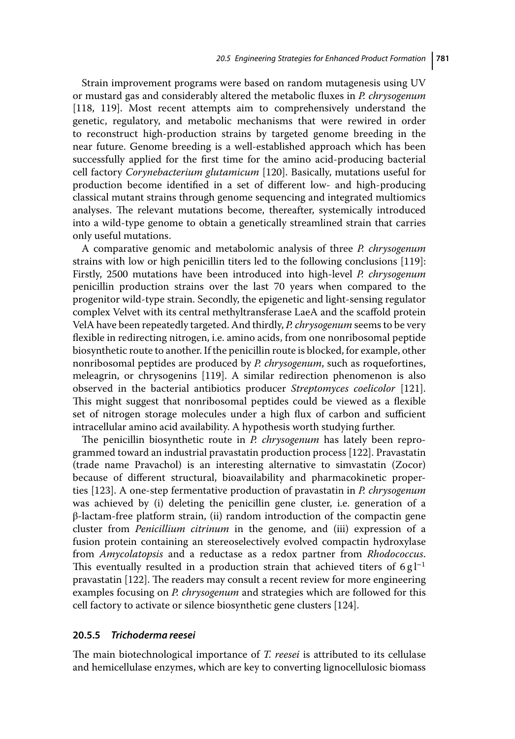Strain improvement programs were based on random mutagenesis using UV or mustard gas and considerably altered the metabolic fluxes in *P. chrysogenum* [118, 119]. Most recent attempts aim to comprehensively understand the genetic, regulatory, and metabolic mechanisms that were rewired in order to reconstruct high-production strains by targeted genome breeding in the near future. Genome breeding is a well-established approach which has been successfully applied for the first time for the amino acid-producing bacterial cell factory *Corynebacterium glutamicum* [120]. Basically, mutations useful for production become identified in a set of different low- and high-producing classical mutant strains through genome sequencing and integrated multiomics analyses. The relevant mutations become, thereafter, systemically introduced into a wild-type genome to obtain a genetically streamlined strain that carries only useful mutations.

A comparative genomic and metabolomic analysis of three *P. chrysogenum* strains with low or high penicillin titers led to the following conclusions [119]: Firstly, 2500 mutations have been introduced into high-level *P. chrysogenum* penicillin production strains over the last 70 years when compared to the progenitor wild-type strain. Secondly, the epigenetic and light-sensing regulator complex Velvet with its central methyltransferase LaeA and the scaffold protein VelA have been repeatedly targeted. And thirdly, *P. chrysogenum* seems to be very flexible in redirecting nitrogen, i.e. amino acids, from one nonribosomal peptide biosynthetic route to another. If the penicillin route is blocked, for example, other nonribosomal peptides are produced by *P. chrysogenum*, such as roquefortines, meleagrin, or chrysogenins [119]. A similar redirection phenomenon is also observed in the bacterial antibiotics producer *Streptomyces coelicolor* [121]. This might suggest that nonribosomal peptides could be viewed as a flexible set of nitrogen storage molecules under a high flux of carbon and sufficient intracellular amino acid availability. A hypothesis worth studying further.

The penicillin biosynthetic route in *P. chrysogenum* has lately been reprogrammed toward an industrial pravastatin production process [122]. Pravastatin (trade name Pravachol) is an interesting alternative to simvastatin (Zocor) because of different structural, bioavailability and pharmacokinetic properties [123]. A one-step fermentative production of pravastatin in *P. chrysogenum* was achieved by (i) deleting the penicillin gene cluster, i.e. generation of a β-lactam-free platform strain, (ii) random introduction of the compactin gene cluster from *Penicillium citrinum* in the genome, and (iii) expression of a fusion protein containing an stereoselectively evolved compactin hydroxylase from *Amycolatopsis* and a reductase as a redox partner from *Rhodococcus*. This eventually resulted in a production strain that achieved titers of $6\,g\,l^{-1}$ pravastatin [122]. The readers may consult a recent review for more engineering examples focusing on *P. chrysogenum* and strategies which are followed for this cell factory to activate or silence biosynthetic gene clusters [124].

### 20.5.5 *Trichoderma reesei*

The main biotechnological importance of *T. reesei* is attributed to its cellulase and hemicellulase enzymes, which are key to converting lignocellulosic biomass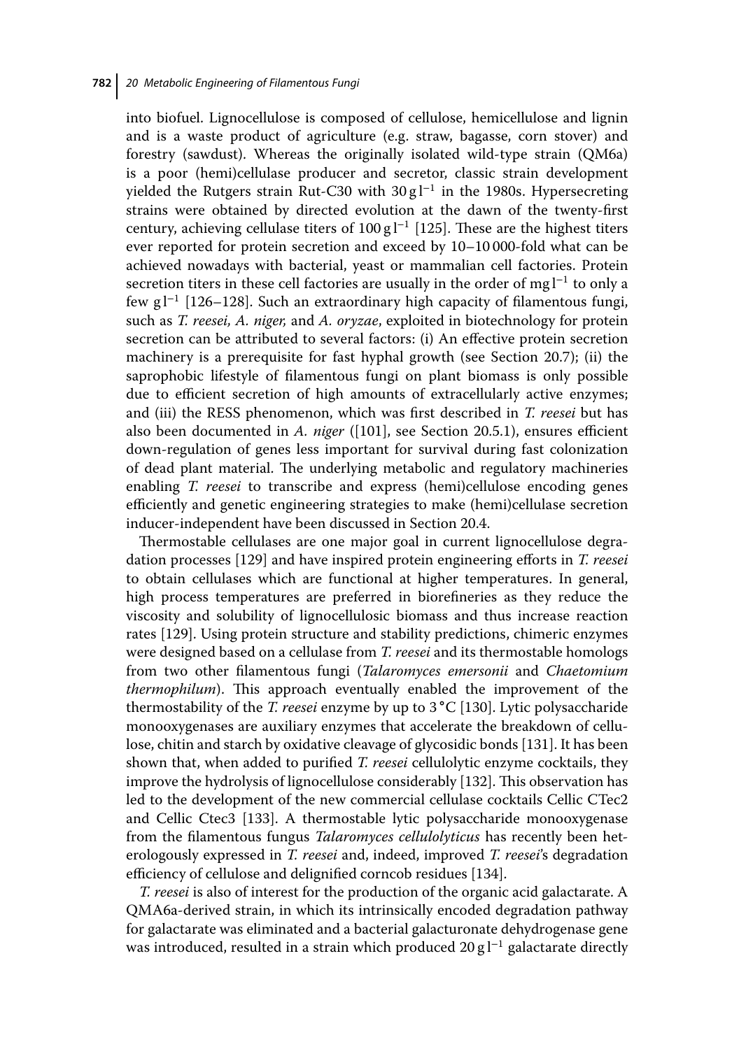into biofuel. Lignocellulose is composed of cellulose, hemicellulose and lignin and is a waste product of agriculture (e.g. straw, bagasse, corn stover) and forestry (sawdust). Whereas the originally isolated wild-type strain (QM6a) is a poor (hemi)cellulase producer and secretor, classic strain development yielded the Rutgers strain Rut-C30 with $30\,\mathrm{g\,l^{-1}}$ in the 1980s. Hypersecreting strains were obtained by directed evolution at the dawn of the twenty-first century, achieving cellulase titers of $100\,\mathrm{g\,l^{-1}}$ [125]. These are the highest titers ever reported for protein secretion and exceed by 10–10 000-fold what can be achieved nowadays with bacterial, yeast or mammalian cell factories. Protein secretion titers in these cell factories are usually in the order of $\mathrm{mg\,l^{-1}}$ to only a few $\mathrm{g\,l^{-1}}$ [126–128]. Such an extraordinary high capacity of filamentous fungi, such as *T. reesei, A. niger,* and *A. oryzae*, exploited in biotechnology for protein secretion can be attributed to several factors: (i) An effective protein secretion machinery is a prerequisite for fast hyphal growth (see Section 20.7); (ii) the saprophobic lifestyle of filamentous fungi on plant biomass is only possible due to efficient secretion of high amounts of extracellularly active enzymes; and (iii) the RESS phenomenon, which was first described in *T. reesei* but has also been documented in *A. niger* ([101], see Section 20.5.1), ensures efficient down-regulation of genes less important for survival during fast colonization of dead plant material. The underlying metabolic and regulatory machineries enabling *T. reesei* to transcribe and express (hemi)cellulose encoding genes efficiently and genetic engineering strategies to make (hemi)cellulase secretion inducer-independent have been discussed in Section 20.4.

Thermostable cellulases are one major goal in current lignocellulose degradation processes [129] and have inspired protein engineering efforts in *T. reesei* to obtain cellulases which are functional at higher temperatures. In general, high process temperatures are preferred in biorefineries as they reduce the viscosity and solubility of lignocellulosic biomass and thus increase reaction rates [129]. Using protein structure and stability predictions, chimeric enzymes were designed based on a cellulase from *T. reesei* and its thermostable homologs from two other filamentous fungi (*Talaromyces emersonii* and *Chaetomium thermophilum*). This approach eventually enabled the improvement of the thermostability of the *T. reesei* enzyme by up to 3 °C [130]. Lytic polysaccharide monooxygenases are auxiliary enzymes that accelerate the breakdown of cellulose, chitin and starch by oxidative cleavage of glycosidic bonds [131]. It has been shown that, when added to purified *T. reesei* cellulolytic enzyme cocktails, they improve the hydrolysis of lignocellulose considerably [132]. This observation has led to the development of the new commercial cellulase cocktails Cellic CTec2 and Cellic Ctec3 [133]. A thermostable lytic polysaccharide monooxygenase from the filamentous fungus *Talaromyces cellulolyticus* has recently been heterologously expressed in *T. reesei* and, indeed, improved *T. reesei*'s degradation efficiency of cellulose and delignified corncob residues [134].

*T. reesei* is also of interest for the production of the organic acid galactarate. A QMA6a-derived strain, in which its intrinsically encoded degradation pathway for galactarate was eliminated and a bacterial galacturonate dehydrogenase gene was introduced, resulted in a strain which produced $20\,\mathrm{g\,l^{-1}}$ galactarate directly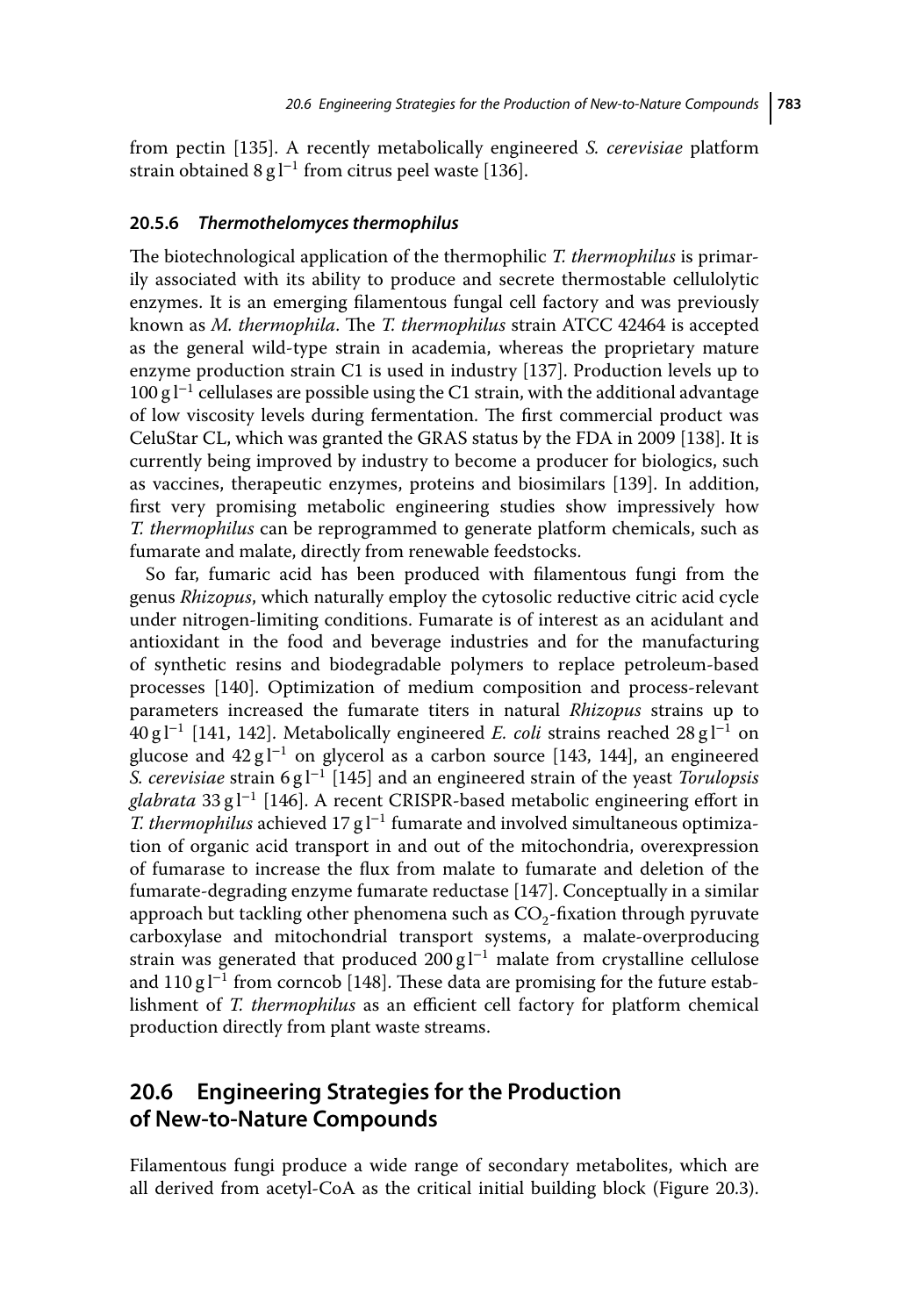from pectin [135]. A recently metabolically engineered *S. cerevisiae* platform strain obtained $8\,g\,l^{-1}$ from citrus peel waste [136].

### 20.5.6 *Thermothelomyces thermophilus*

The biotechnological application of the thermophilic *T. thermophilus* is primarily associated with its ability to produce and secrete thermostable cellulolytic enzymes. It is an emerging filamentous fungal cell factory and was previously known as *M. thermophila*. The *T. thermophilus* strain ATCC 42464 is accepted as the general wild-type strain in academia, whereas the proprietary mature enzyme production strain C1 is used in industry [137]. Production levels up to $100\,g\,l^{-1}$ cellulases are possible using the C1 strain, with the additional advantage of low viscosity levels during fermentation. The first commercial product was CeluStar CL, which was granted the GRAS status by the FDA in 2009 [138]. It is currently being improved by industry to become a producer for biologics, such as vaccines, therapeutic enzymes, proteins and biosimilars [139]. In addition, first very promising metabolic engineering studies show impressively how *T. thermophilus* can be reprogrammed to generate platform chemicals, such as fumarate and malate, directly from renewable feedstocks.

So far, fumaric acid has been produced with filamentous fungi from the genus *Rhizopus*, which naturally employ the cytosolic reductive citric acid cycle under nitrogen-limiting conditions. Fumarate is of interest as an acidulant and antioxidant in the food and beverage industries and for the manufacturing of synthetic resins and biodegradable polymers to replace petroleum-based processes [140]. Optimization of medium composition and process-relevant parameters increased the fumarate titers in natural *Rhizopus* strains up to $40\,g\,l^{-1}$ [141, 142]. Metabolically engineered *E. coli* strains reached $28\,g\,l^{-1}$ on glucose and $42\,g\,l^{-1}$ on glycerol as a carbon source [143, 144], an engineered *S. cerevisiae* strain $6\,g\,l^{-1}$ [145] and an engineered strain of the yeast *Torulopsis glabrata* $33\,g\,l^{-1}$ [146]. A recent CRISPR-based metabolic engineering effort in *T. thermophilus* achieved $17\,g\,l^{-1}$ fumarate and involved simultaneous optimization of organic acid transport in and out of the mitochondria, overexpression of fumarase to increase the flux from malate to fumarate and deletion of the fumarate-degrading enzyme fumarate reductase [147]. Conceptually in a similar approach but tackling other phenomena such as $CO_2$-fixation through pyruvate carboxylase and mitochondrial transport systems, a malate-overproducing strain was generated that produced $200\,g\,l^{-1}$ malate from crystalline cellulose and $110\,g\,l^{-1}$ from corncob [148]. These data are promising for the future establishment of *T. thermophilus* as an efficient cell factory for platform chemical production directly from plant waste streams.

## 20.6 Engineering Strategies for the Production of New-to-Nature Compounds

Filamentous fungi produce a wide range of secondary metabolites, which are all derived from acetyl-CoA as the critical initial building block (Figure 20.3).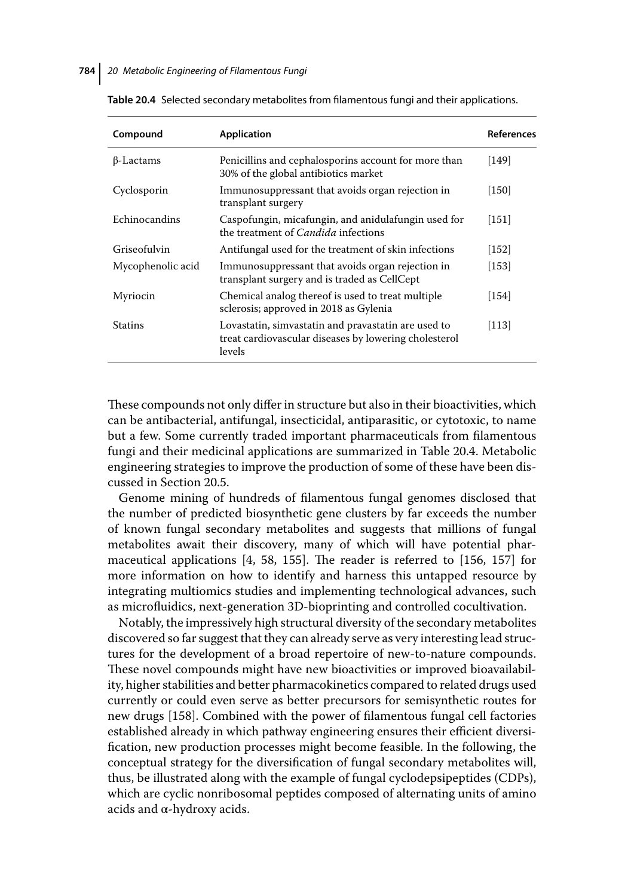**Table 20.4** Selected secondary metabolites from filamentous fungi and their applications.

| Compound | Application | References |
|---|---|---|
| β-Lactams | Penicillins and cephalosporins account for more than 30% of the global antibiotics market | [149] |
| Cyclosporin | Immunosuppressant that avoids organ rejection in transplant surgery | [150] |
| Echinocandins | Caspofungin, micafungin, and anidulafungin used for the treatment of *Candida* infections | [151] |
| Griseofulvin | Antifungal used for the treatment of skin infections | [152] |
| Mycophenolic acid | Immunosuppressant that avoids organ rejection in transplant surgery and is traded as CellCept | [153] |
| Myriocin | Chemical analog thereof is used to treat multiple sclerosis; approved in 2018 as Gylenia | [154] |
| Statins | Lovastatin, simvastatin and pravastatin are used to treat cardiovascular diseases by lowering cholesterol levels | [113] |

These compounds not only differ in structure but also in their bioactivities, which can be antibacterial, antifungal, insecticidal, antiparasitic, or cytotoxic, to name but a few. Some currently traded important pharmaceuticals from filamentous fungi and their medicinal applications are summarized in Table 20.4. Metabolic engineering strategies to improve the production of some of these have been discussed in Section 20.5.

Genome mining of hundreds of filamentous fungal genomes disclosed that the number of predicted biosynthetic gene clusters by far exceeds the number of known fungal secondary metabolites and suggests that millions of fungal metabolites await their discovery, many of which will have potential pharmaceutical applications [4, 58, 155]. The reader is referred to [156, 157] for more information on how to identify and harness this untapped resource by integrating multiomics studies and implementing technological advances, such as microfluidics, next-generation 3D-bioprinting and controlled cocultivation.

Notably, the impressively high structural diversity of the secondary metabolites discovered so far suggest that they can already serve as very interesting lead structures for the development of a broad repertoire of new-to-nature compounds. These novel compounds might have new bioactivities or improved bioavailability, higher stabilities and better pharmacokinetics compared to related drugs used currently or could even serve as better precursors for semisynthetic routes for new drugs [158]. Combined with the power of filamentous fungal cell factories established already in which pathway engineering ensures their efficient diversification, new production processes might become feasible. In the following, the conceptual strategy for the diversification of fungal secondary metabolites will, thus, be illustrated along with the example of fungal cyclodepsipeptides (CDPs), which are cyclic nonribosomal peptides composed of alternating units of amino acids and α-hydroxy acids.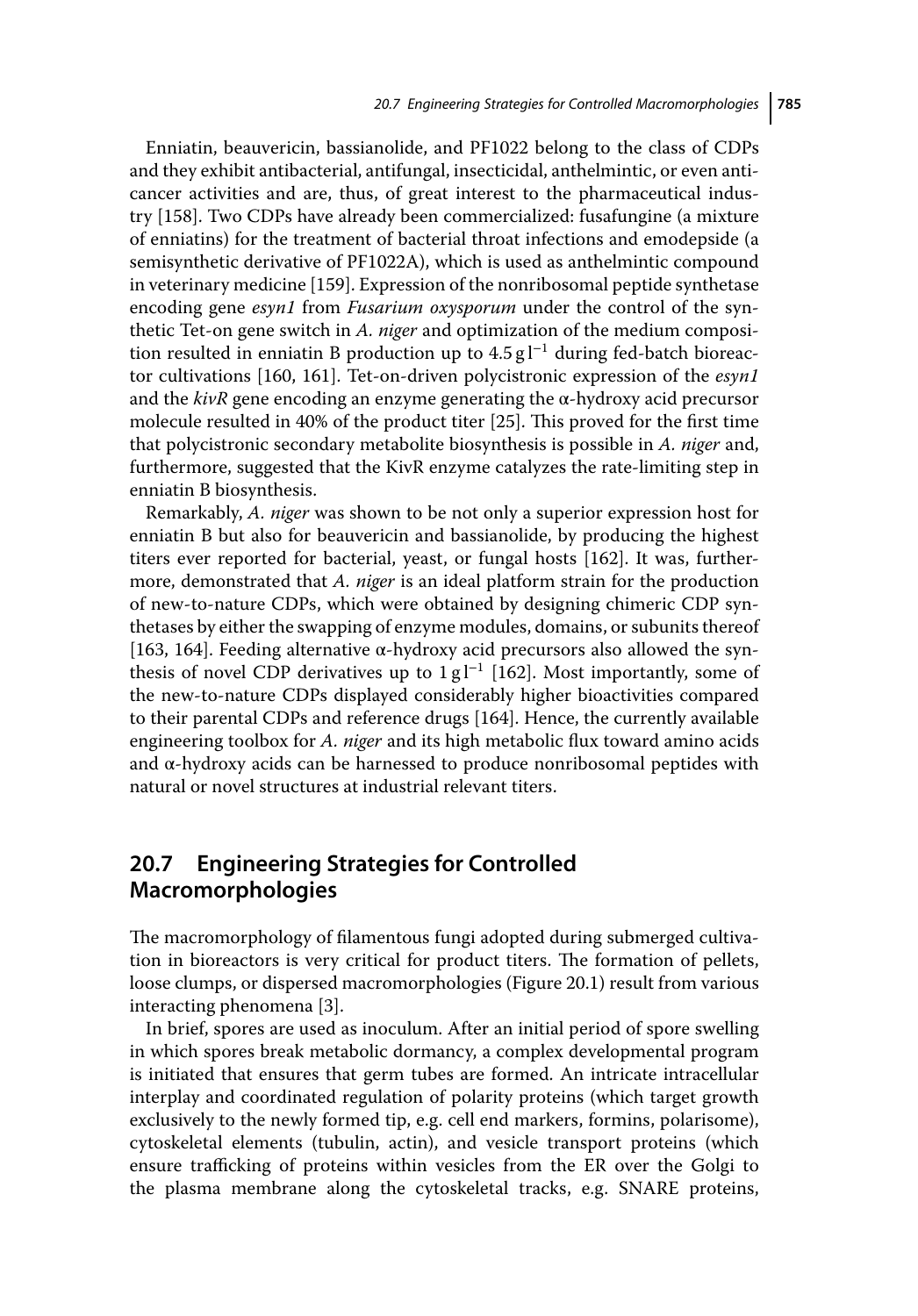Enniatin, beauvericin, bassianolide, and PF1022 belong to the class of CDPs and they exhibit antibacterial, antifungal, insecticidal, anthelmintic, or even anticancer activities and are, thus, of great interest to the pharmaceutical industry [158]. Two CDPs have already been commercialized: fusafungine (a mixture of enniatins) for the treatment of bacterial throat infections and emodepside (a semisynthetic derivative of PF1022A), which is used as anthelmintic compound in veterinary medicine [159]. Expression of the nonribosomal peptide synthetase encoding gene *esyn1* from *Fusarium oxysporum* under the control of the synthetic Tet-on gene switch in *A. niger* and optimization of the medium composition resulted in enniatin B production up to $4.5\,g\,l^{-1}$ during fed-batch bioreactor cultivations [160, 161]. Tet-on-driven polycistronic expression of the *esyn1* and the *kivR* gene encoding an enzyme generating the α-hydroxy acid precursor molecule resulted in 40% of the product titer [25]. This proved for the first time that polycistronic secondary metabolite biosynthesis is possible in *A. niger* and, furthermore, suggested that the KivR enzyme catalyzes the rate-limiting step in enniatin B biosynthesis.

Remarkably, *A. niger* was shown to be not only a superior expression host for enniatin B but also for beauvericin and bassianolide, by producing the highest titers ever reported for bacterial, yeast, or fungal hosts [162]. It was, furthermore, demonstrated that *A. niger* is an ideal platform strain for the production of new-to-nature CDPs, which were obtained by designing chimeric CDP synthetases by either the swapping of enzyme modules, domains, or subunits thereof [163, 164]. Feeding alternative α-hydroxy acid precursors also allowed the synthesis of novel CDP derivatives up to $1\,g\,l^{-1}$ [162]. Most importantly, some of the new-to-nature CDPs displayed considerably higher bioactivities compared to their parental CDPs and reference drugs [164]. Hence, the currently available engineering toolbox for *A. niger* and its high metabolic flux toward amino acids and α-hydroxy acids can be harnessed to produce nonribosomal peptides with natural or novel structures at industrial relevant titers.

## 20.7 Engineering Strategies for Controlled Macromorphologies

The macromorphology of filamentous fungi adopted during submerged cultivation in bioreactors is very critical for product titers. The formation of pellets, loose clumps, or dispersed macromorphologies (Figure 20.1) result from various interacting phenomena [3].

In brief, spores are used as inoculum. After an initial period of spore swelling in which spores break metabolic dormancy, a complex developmental program is initiated that ensures that germ tubes are formed. An intricate intracellular interplay and coordinated regulation of polarity proteins (which target growth exclusively to the newly formed tip, e.g. cell end markers, formins, polarisome), cytoskeletal elements (tubulin, actin), and vesicle transport proteins (which ensure trafficking of proteins within vesicles from the ER over the Golgi to the plasma membrane along the cytoskeletal tracks, e.g. SNARE proteins,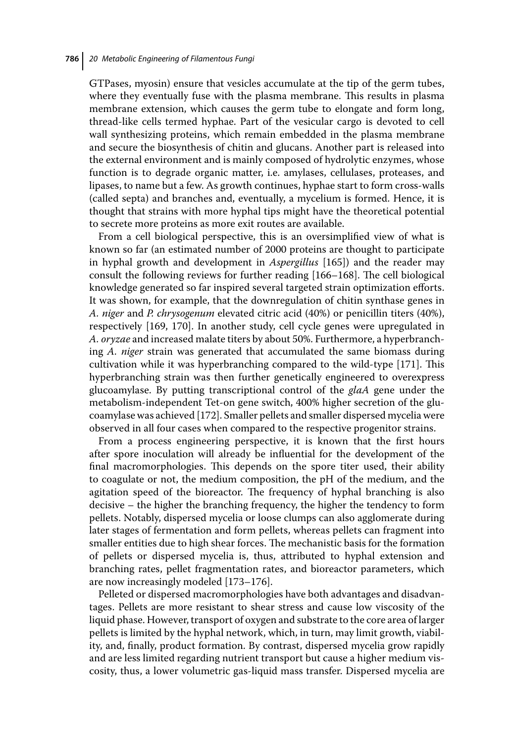GTPases, myosin) ensure that vesicles accumulate at the tip of the germ tubes, where they eventually fuse with the plasma membrane. This results in plasma membrane extension, which causes the germ tube to elongate and form long, thread-like cells termed hyphae. Part of the vesicular cargo is devoted to cell wall synthesizing proteins, which remain embedded in the plasma membrane and secure the biosynthesis of chitin and glucans. Another part is released into the external environment and is mainly composed of hydrolytic enzymes, whose function is to degrade organic matter, i.e. amylases, cellulases, proteases, and lipases, to name but a few. As growth continues, hyphae start to form cross-walls (called septa) and branches and, eventually, a mycelium is formed. Hence, it is thought that strains with more hyphal tips might have the theoretical potential to secrete more proteins as more exit routes are available.

From a cell biological perspective, this is an oversimplified view of what is known so far (an estimated number of 2000 proteins are thought to participate in hyphal growth and development in *Aspergillus* [165]) and the reader may consult the following reviews for further reading [166–168]. The cell biological knowledge generated so far inspired several targeted strain optimization efforts. It was shown, for example, that the downregulation of chitin synthase genes in *A. niger* and *P. chrysogenum* elevated citric acid (40%) or penicillin titers (40%), respectively [169, 170]. In another study, cell cycle genes were upregulated in *A. oryzae* and increased malate titers by about 50%. Furthermore, a hyperbranching *A. niger* strain was generated that accumulated the same biomass during cultivation while it was hyperbranching compared to the wild-type [171]. This hyperbranching strain was then further genetically engineered to overexpress glucoamylase. By putting transcriptional control of the *glaA* gene under the metabolism-independent Tet-on gene switch, 400% higher secretion of the glucoamylase was achieved [172]. Smaller pellets and smaller dispersed mycelia were observed in all four cases when compared to the respective progenitor strains.

From a process engineering perspective, it is known that the first hours after spore inoculation will already be influential for the development of the final macromorphologies. This depends on the spore titer used, their ability to coagulate or not, the medium composition, the pH of the medium, and the agitation speed of the bioreactor. The frequency of hyphal branching is also decisive – the higher the branching frequency, the higher the tendency to form pellets. Notably, dispersed mycelia or loose clumps can also agglomerate during later stages of fermentation and form pellets, whereas pellets can fragment into smaller entities due to high shear forces. The mechanistic basis for the formation of pellets or dispersed mycelia is, thus, attributed to hyphal extension and branching rates, pellet fragmentation rates, and bioreactor parameters, which are now increasingly modeled [173–176].

Pelleted or dispersed macromorphologies have both advantages and disadvantages. Pellets are more resistant to shear stress and cause low viscosity of the liquid phase. However, transport of oxygen and substrate to the core area of larger pellets is limited by the hyphal network, which, in turn, may limit growth, viability, and, finally, product formation. By contrast, dispersed mycelia grow rapidly and are less limited regarding nutrient transport but cause a higher medium viscosity, thus, a lower volumetric gas-liquid mass transfer. Dispersed mycelia are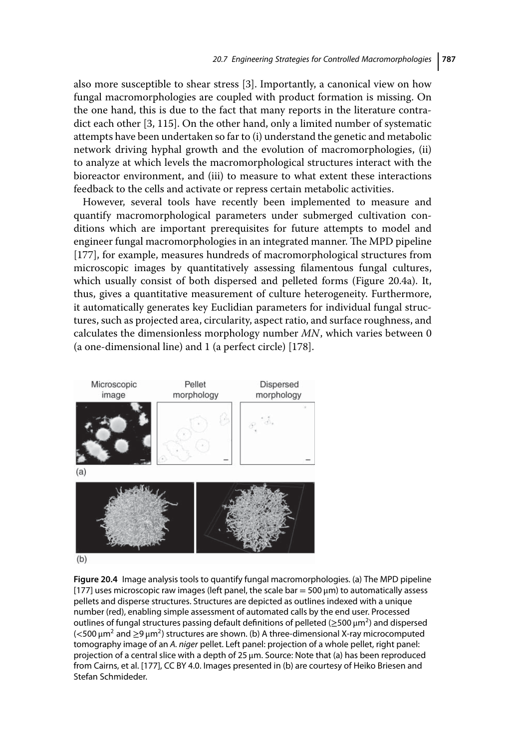also more susceptible to shear stress [3]. Importantly, a canonical view on how fungal macromorphologies are coupled with product formation is missing. On the one hand, this is due to the fact that many reports in the literature contradict each other [3, 115]. On the other hand, only a limited number of systematic attempts have been undertaken so far to (i) understand the genetic and metabolic network driving hyphal growth and the evolution of macromorphologies, (ii) to analyze at which levels the macromorphological structures interact with the bioreactor environment, and (iii) to measure to what extent these interactions feedback to the cells and activate or repress certain metabolic activities.

However, several tools have recently been implemented to measure and quantify macromorphological parameters under submerged cultivation conditions which are important prerequisites for future attempts to model and engineer fungal macromorphologies in an integrated manner. The MPD pipeline [177], for example, measures hundreds of macromorphological structures from microscopic images by quantitatively assessing filamentous fungal cultures, which usually consist of both dispersed and pelleted forms (Figure 20.4a). It, thus, gives a quantitative measurement of culture heterogeneity. Furthermore, it automatically generates key Euclidian parameters for individual fungal structures, such as projected area, circularity, aspect ratio, and surface roughness, and calculates the dimensionless morphology number *MN*, which varies between 0 (a one-dimensional line) and 1 (a perfect circle) [178].

**Figure 20.4** Image analysis tools to quantify fungal macromorphologies. (a) The MPD pipeline [177] uses microscopic raw images (left panel, the scale bar = 500 μm) to automatically assess pellets and disperse structures. Structures are depicted as outlines indexed with a unique number (red), enabling simple assessment of automated calls by the end user. Processed outlines of fungal structures passing default definitions of pelleted ($\geq$500 μm$^2$) and dispersed ($<$500 μm$^2$ and $\geq$9 μm$^2$) structures are shown. (b) A three-dimensional X-ray microcomputed tomography image of an *A. niger* pellet. Left panel: projection of a whole pellet, right panel: projection of a central slice with a depth of 25 μm. Source: Note that (a) has been reproduced from Cairns, et al. [177], CC BY 4.0. Images presented in (b) are courtesy of Heiko Briesen and Stefan Schmideder.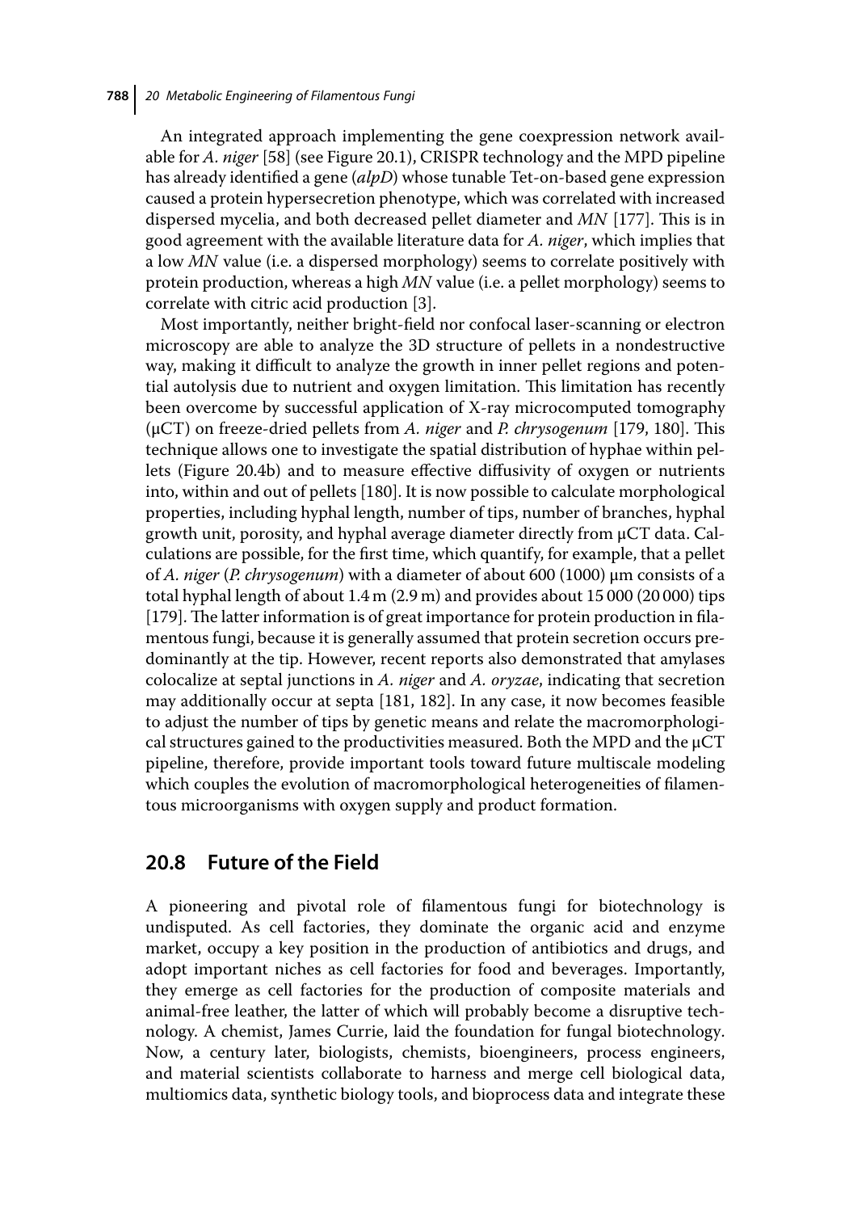An integrated approach implementing the gene coexpression network available for *A. niger* [58] (see Figure 20.1), CRISPR technology and the MPD pipeline has already identified a gene (*alpD*) whose tunable Tet-on-based gene expression caused a protein hypersecretion phenotype, which was correlated with increased dispersed mycelia, and both decreased pellet diameter and *MN* [177]. This is in good agreement with the available literature data for *A. niger*, which implies that a low *MN* value (i.e. a dispersed morphology) seems to correlate positively with protein production, whereas a high *MN* value (i.e. a pellet morphology) seems to correlate with citric acid production [3].

Most importantly, neither bright-field nor confocal laser-scanning or electron microscopy are able to analyze the 3D structure of pellets in a nondestructive way, making it difficult to analyze the growth in inner pellet regions and potential autolysis due to nutrient and oxygen limitation. This limitation has recently been overcome by successful application of X-ray microcomputed tomography (μCT) on freeze-dried pellets from *A. niger* and *P. chrysogenum* [179, 180]. This technique allows one to investigate the spatial distribution of hyphae within pellets (Figure 20.4b) and to measure effective diffusivity of oxygen or nutrients into, within and out of pellets [180]. It is now possible to calculate morphological properties, including hyphal length, number of tips, number of branches, hyphal growth unit, porosity, and hyphal average diameter directly from μCT data. Calculations are possible, for the first time, which quantify, for example, that a pellet of *A. niger* (*P. chrysogenum*) with a diameter of about 600 (1000) μm consists of a total hyphal length of about 1.4 m (2.9 m) and provides about 15 000 (20 000) tips [179]. The latter information is of great importance for protein production in filamentous fungi, because it is generally assumed that protein secretion occurs predominantly at the tip. However, recent reports also demonstrated that amylases colocalize at septal junctions in *A. niger* and *A. oryzae*, indicating that secretion may additionally occur at septa [181, 182]. In any case, it now becomes feasible to adjust the number of tips by genetic means and relate the macromorphological structures gained to the productivities measured. Both the MPD and the μCT pipeline, therefore, provide important tools toward future multiscale modeling which couples the evolution of macromorphological heterogeneities of filamentous microorganisms with oxygen supply and product formation.

## 20.8 Future of the Field

A pioneering and pivotal role of filamentous fungi for biotechnology is undisputed. As cell factories, they dominate the organic acid and enzyme market, occupy a key position in the production of antibiotics and drugs, and adopt important niches as cell factories for food and beverages. Importantly, they emerge as cell factories for the production of composite materials and animal-free leather, the latter of which will probably become a disruptive technology. A chemist, James Currie, laid the foundation for fungal biotechnology. Now, a century later, biologists, chemists, bioengineers, process engineers, and material scientists collaborate to harness and merge cell biological data, multiomics data, synthetic biology tools, and bioprocess data and integrate these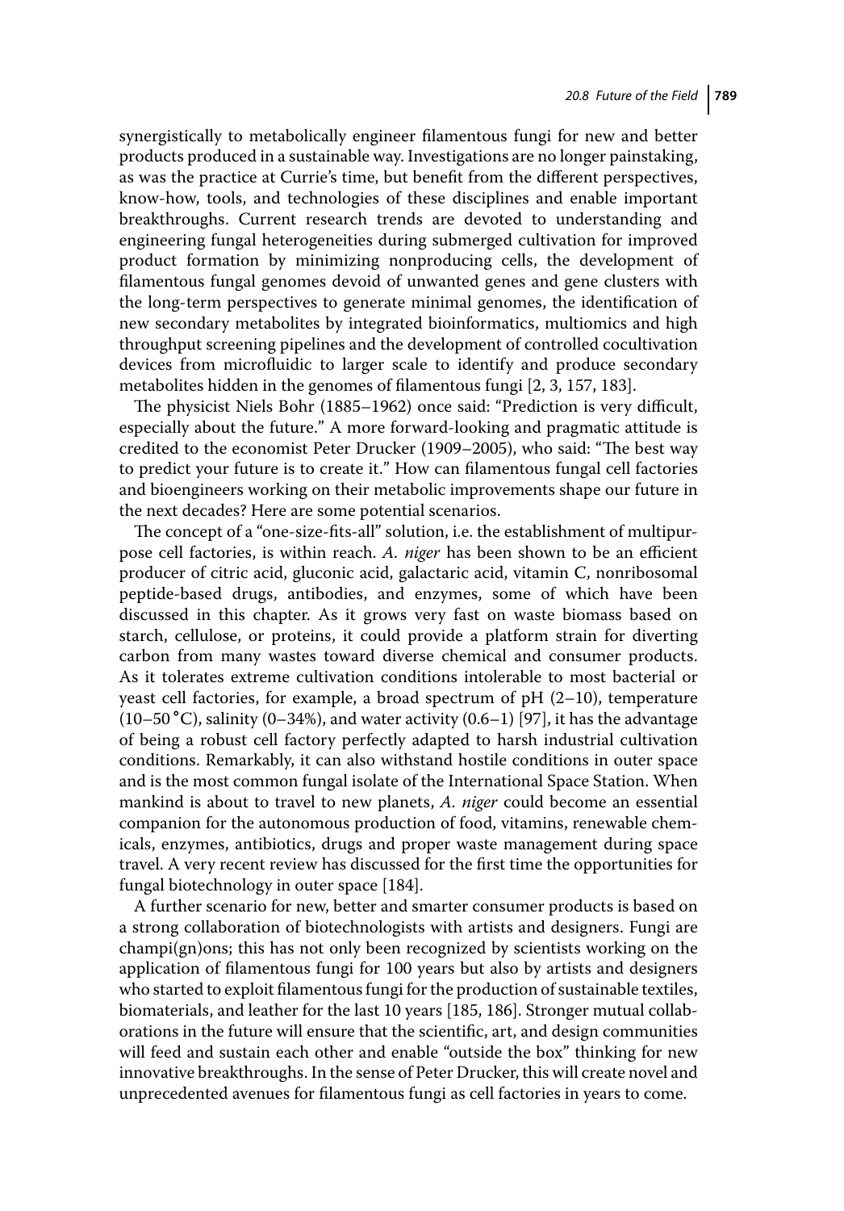synergistically to metabolically engineer filamentous fungi for new and better products produced in a sustainable way. Investigations are no longer painstaking, as was the practice at Currie's time, but benefit from the different perspectives, know-how, tools, and technologies of these disciplines and enable important breakthroughs. Current research trends are devoted to understanding and engineering fungal heterogeneities during submerged cultivation for improved product formation by minimizing nonproducing cells, the development of filamentous fungal genomes devoid of unwanted genes and gene clusters with the long-term perspectives to generate minimal genomes, the identification of new secondary metabolites by integrated bioinformatics, multiomics and high throughput screening pipelines and the development of controlled cocultivation devices from microfluidic to larger scale to identify and produce secondary metabolites hidden in the genomes of filamentous fungi [2, 3, 157, 183].

The physicist Niels Bohr (1885–1962) once said: "Prediction is very difficult, especially about the future." A more forward-looking and pragmatic attitude is credited to the economist Peter Drucker (1909–2005), who said: "The best way to predict your future is to create it." How can filamentous fungal cell factories and bioengineers working on their metabolic improvements shape our future in the next decades? Here are some potential scenarios.

The concept of a "one-size-fits-all" solution, i.e. the establishment of multipurpose cell factories, is within reach. *A. niger* has been shown to be an efficient producer of citric acid, gluconic acid, galactaric acid, vitamin C, nonribosomal peptide-based drugs, antibodies, and enzymes, some of which have been discussed in this chapter. As it grows very fast on waste biomass based on starch, cellulose, or proteins, it could provide a platform strain for diverting carbon from many wastes toward diverse chemical and consumer products. As it tolerates extreme cultivation conditions intolerable to most bacterial or yeast cell factories, for example, a broad spectrum of pH (2–10), temperature (10–50 °C), salinity (0–34%), and water activity (0.6–1) [97], it has the advantage of being a robust cell factory perfectly adapted to harsh industrial cultivation conditions. Remarkably, it can also withstand hostile conditions in outer space and is the most common fungal isolate of the International Space Station. When mankind is about to travel to new planets, *A. niger* could become an essential companion for the autonomous production of food, vitamins, renewable chemicals, enzymes, antibiotics, drugs and proper waste management during space travel. A very recent review has discussed for the first time the opportunities for fungal biotechnology in outer space [184].

A further scenario for new, better and smarter consumer products is based on a strong collaboration of biotechnologists with artists and designers. Fungi are champi(gn)ons; this has not only been recognized by scientists working on the application of filamentous fungi for 100 years but also by artists and designers who started to exploit filamentous fungi for the production of sustainable textiles, biomaterials, and leather for the last 10 years [185, 186]. Stronger mutual collaborations in the future will ensure that the scientific, art, and design communities will feed and sustain each other and enable "outside the box" thinking for new innovative breakthroughs. In the sense of Peter Drucker, this will create novel and unprecedented avenues for filamentous fungi as cell factories in years to come.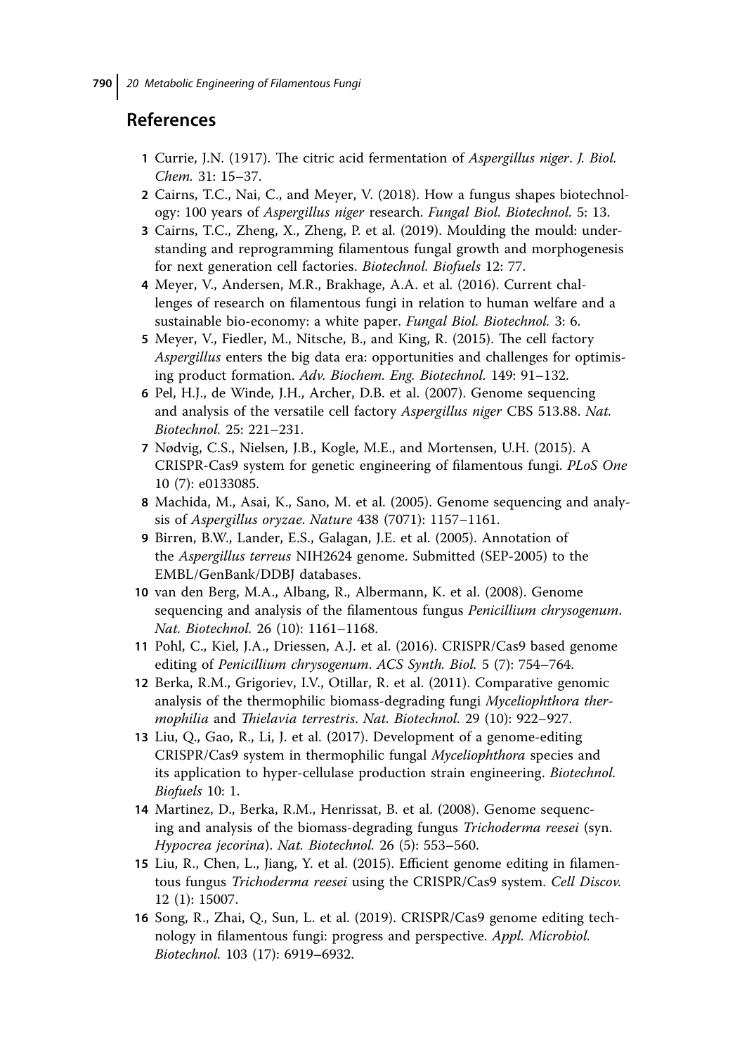## References

1 Currie, J.N. (1917). The citric acid fermentation of *Aspergillus niger*. *J. Biol. Chem.* 31: 15–37.

2 Cairns, T.C., Nai, C., and Meyer, V. (2018). How a fungus shapes biotechnology: 100 years of *Aspergillus niger* research. *Fungal Biol. Biotechnol.* 5: 13.

3 Cairns, T.C., Zheng, X., Zheng, P. et al. (2019). Moulding the mould: understanding and reprogramming filamentous fungal growth and morphogenesis for next generation cell factories. *Biotechnol. Biofuels* 12: 77.

4 Meyer, V., Andersen, M.R., Brakhage, A.A. et al. (2016). Current challenges of research on filamentous fungi in relation to human welfare and a sustainable bio-economy: a white paper. *Fungal Biol. Biotechnol.* 3: 6.

5 Meyer, V., Fiedler, M., Nitsche, B., and King, R. (2015). The cell factory *Aspergillus* enters the big data era: opportunities and challenges for optimising product formation. *Adv. Biochem. Eng. Biotechnol.* 149: 91–132.

6 Pel, H.J., de Winde, J.H., Archer, D.B. et al. (2007). Genome sequencing and analysis of the versatile cell factory *Aspergillus niger* CBS 513.88. *Nat. Biotechnol.* 25: 221–231.

7 Nødvig, C.S., Nielsen, J.B., Kogle, M.E., and Mortensen, U.H. (2015). A CRISPR-Cas9 system for genetic engineering of filamentous fungi. *PLoS One* 10 (7): e0133085.

8 Machida, M., Asai, K., Sano, M. et al. (2005). Genome sequencing and analysis of *Aspergillus oryzae*. *Nature* 438 (7071): 1157–1161.

9 Birren, B.W., Lander, E.S., Galagan, J.E. et al. (2005). Annotation of the *Aspergillus terreus* NIH2624 genome. Submitted (SEP-2005) to the EMBL/GenBank/DDBJ databases.

10 van den Berg, M.A., Albang, R., Albermann, K. et al. (2008). Genome sequencing and analysis of the filamentous fungus *Penicillium chrysogenum*. *Nat. Biotechnol.* 26 (10): 1161–1168.

11 Pohl, C., Kiel, J.A., Driessen, A.J. et al. (2016). CRISPR/Cas9 based genome editing of *Penicillium chrysogenum*. *ACS Synth. Biol.* 5 (7): 754–764.

12 Berka, R.M., Grigoriev, I.V., Otillar, R. et al. (2011). Comparative genomic analysis of the thermophilic biomass-degrading fungi *Myceliophthora thermophilia* and *Thielavia terrestris*. *Nat. Biotechnol.* 29 (10): 922–927.

13 Liu, Q., Gao, R., Li, J. et al. (2017). Development of a genome-editing CRISPR/Cas9 system in thermophilic fungal *Myceliophthora* species and its application to hyper-cellulase production strain engineering. *Biotechnol. Biofuels* 10: 1.

14 Martinez, D., Berka, R.M., Henrissat, B. et al. (2008). Genome sequencing and analysis of the biomass-degrading fungus *Trichoderma reesei* (syn. *Hypocrea jecorina*). *Nat. Biotechnol.* 26 (5): 553–560.

15 Liu, R., Chen, L., Jiang, Y. et al. (2015). Efficient genome editing in filamentous fungus *Trichoderma reesei* using the CRISPR/Cas9 system. *Cell Discov.* 12 (1): 15007.

16 Song, R., Zhai, Q., Sun, L. et al. (2019). CRISPR/Cas9 genome editing technology in filamentous fungi: progress and perspective. *Appl. Microbiol. Biotechnol.* 103 (17): 6919–6932.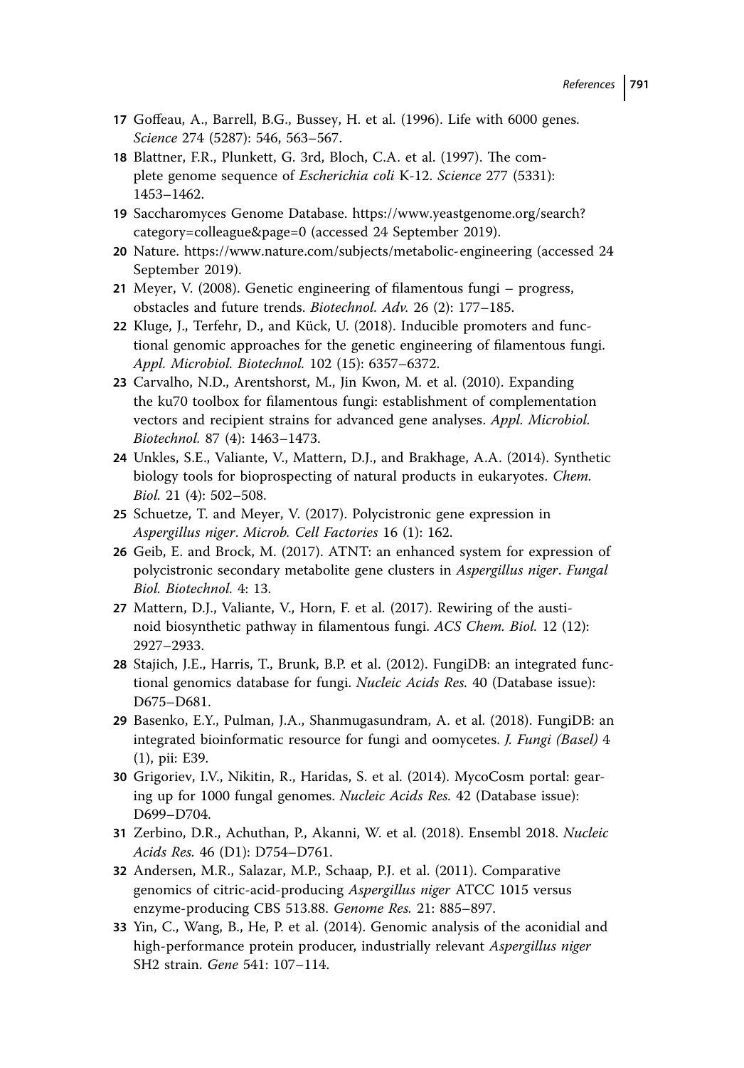17 Goffeau, A., Barrell, B.G., Bussey, H. et al. (1996). Life with 6000 genes. *Science* 274 (5287): 546, 563–567.

18 Blattner, F.R., Plunkett, G. 3rd, Bloch, C.A. et al. (1997). The complete genome sequence of *Escherichia coli* K-12. *Science* 277 (5331): 1453–1462.

19 Saccharomyces Genome Database. https://www.yeastgenome.org/search?category=colleague&page=0 (accessed 24 September 2019).

20 Nature. https://www.nature.com/subjects/metabolic-engineering (accessed 24 September 2019).

21 Meyer, V. (2008). Genetic engineering of filamentous fungi – progress, obstacles and future trends. *Biotechnol. Adv.* 26 (2): 177–185.

22 Kluge, J., Terfehr, D., and Kück, U. (2018). Inducible promoters and functional genomic approaches for the genetic engineering of filamentous fungi. *Appl. Microbiol. Biotechnol.* 102 (15): 6357–6372.

23 Carvalho, N.D., Arentshorst, M., Jin Kwon, M. et al. (2010). Expanding the ku70 toolbox for filamentous fungi: establishment of complementation vectors and recipient strains for advanced gene analyses. *Appl. Microbiol. Biotechnol.* 87 (4): 1463–1473.

24 Unkles, S.E., Valiante, V., Mattern, D.J., and Brakhage, A.A. (2014). Synthetic biology tools for bioprospecting of natural products in eukaryotes. *Chem. Biol.* 21 (4): 502–508.

25 Schuetze, T. and Meyer, V. (2017). Polycistronic gene expression in *Aspergillus niger*. *Microb. Cell Factories* 16 (1): 162.

26 Geib, E. and Brock, M. (2017). ATNT: an enhanced system for expression of polycistronic secondary metabolite gene clusters in *Aspergillus niger*. *Fungal Biol. Biotechnol.* 4: 13.

27 Mattern, D.J., Valiante, V., Horn, F. et al. (2017). Rewiring of the austinoid biosynthetic pathway in filamentous fungi. *ACS Chem. Biol.* 12 (12): 2927–2933.

28 Stajich, J.E., Harris, T., Brunk, B.P. et al. (2012). FungiDB: an integrated functional genomics database for fungi. *Nucleic Acids Res.* 40 (Database issue): D675–D681.

29 Basenko, E.Y., Pulman, J.A., Shanmugasundram, A. et al. (2018). FungiDB: an integrated bioinformatic resource for fungi and oomycetes. *J. Fungi (Basel)* 4 (1), pii: E39.

30 Grigoriev, I.V., Nikitin, R., Haridas, S. et al. (2014). MycoCosm portal: gearing up for 1000 fungal genomes. *Nucleic Acids Res.* 42 (Database issue): D699–D704.

31 Zerbino, D.R., Achuthan, P., Akanni, W. et al. (2018). Ensembl 2018. *Nucleic Acids Res.* 46 (D1): D754–D761.

32 Andersen, M.R., Salazar, M.P., Schaap, P.J. et al. (2011). Comparative genomics of citric-acid-producing *Aspergillus niger* ATCC 1015 versus enzyme-producing CBS 513.88. *Genome Res.* 21: 885–897.

33 Yin, C., Wang, B., He, P. et al. (2014). Genomic analysis of the aconidial and high-performance protein producer, industrially relevant *Aspergillus niger* SH2 strain. *Gene* 541: 107–114.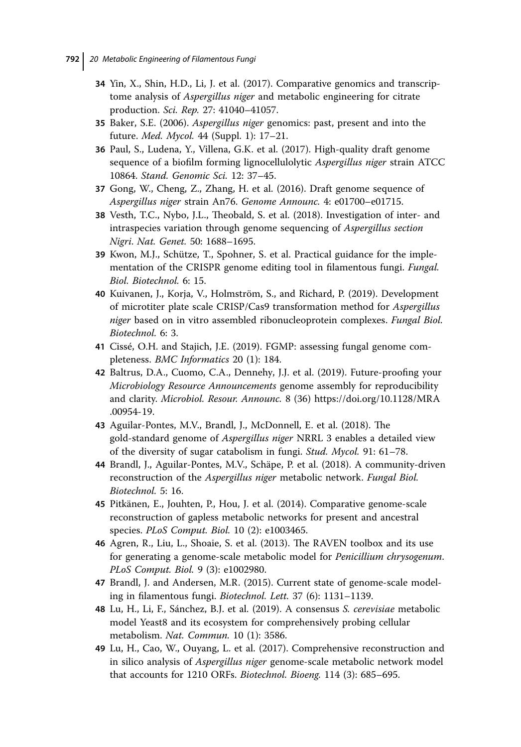34 Yin, X., Shin, H.D., Li, J. et al. (2017). Comparative genomics and transcriptome analysis of *Aspergillus niger* and metabolic engineering for citrate production. *Sci. Rep.* 27: 41040–41057.

35 Baker, S.E. (2006). *Aspergillus niger* genomics: past, present and into the future. *Med. Mycol.* 44 (Suppl. 1): 17–21.

36 Paul, S., Ludena, Y., Villena, G.K. et al. (2017). High-quality draft genome sequence of a biofilm forming lignocellulolytic *Aspergillus niger* strain ATCC 10864. *Stand. Genomic Sci.* 12: 37–45.

37 Gong, W., Cheng, Z., Zhang, H. et al. (2016). Draft genome sequence of *Aspergillus niger* strain An76. *Genome Announc.* 4: e01700–e01715.

38 Vesth, T.C., Nybo, J.L., Theobald, S. et al. (2018). Investigation of inter- and intraspecies variation through genome sequencing of *Aspergillus section Nigri*. *Nat. Genet.* 50: 1688–1695.

39 Kwon, M.J., Schütze, T., Spohner, S. et al. Practical guidance for the implementation of the CRISPR genome editing tool in filamentous fungi. *Fungal. Biol. Biotechnol.* 6: 15.

40 Kuivanen, J., Korja, V., Holmström, S., and Richard, P. (2019). Development of microtiter plate scale CRISP/Cas9 transformation method for *Aspergillus niger* based on in vitro assembled ribonucleoprotein complexes. *Fungal Biol. Biotechnol.* 6: 3.

41 Cissé, O.H. and Stajich, J.E. (2019). FGMP: assessing fungal genome completeness. *BMC Informatics* 20 (1): 184.

42 Baltrus, D.A., Cuomo, C.A., Dennehy, J.J. et al. (2019). Future-proofing your *Microbiology Resource Announcements* genome assembly for reproducibility and clarity. *Microbiol. Resour. Announc.* 8 (36) https://doi.org/10.1128/MRA.00954-19.

43 Aguilar-Pontes, M.V., Brandl, J., McDonnell, E. et al. (2018). The gold-standard genome of *Aspergillus niger* NRRL 3 enables a detailed view of the diversity of sugar catabolism in fungi. *Stud. Mycol.* 91: 61–78.

44 Brandl, J., Aguilar-Pontes, M.V., Schäpe, P. et al. (2018). A community-driven reconstruction of the *Aspergillus niger* metabolic network. *Fungal Biol. Biotechnol.* 5: 16.

45 Pitkänen, E., Jouhten, P., Hou, J. et al. (2014). Comparative genome-scale reconstruction of gapless metabolic networks for present and ancestral species. *PLoS Comput. Biol.* 10 (2): e1003465.

46 Agren, R., Liu, L., Shoaie, S. et al. (2013). The RAVEN toolbox and its use for generating a genome-scale metabolic model for *Penicillium chrysogenum*. *PLoS Comput. Biol.* 9 (3): e1002980.

47 Brandl, J. and Andersen, M.R. (2015). Current state of genome-scale modeling in filamentous fungi. *Biotechnol. Lett.* 37 (6): 1131–1139.

48 Lu, H., Li, F., Sánchez, B.J. et al. (2019). A consensus *S. cerevisiae* metabolic model Yeast8 and its ecosystem for comprehensively probing cellular metabolism. *Nat. Commun.* 10 (1): 3586.

49 Lu, H., Cao, W., Ouyang, L. et al. (2017). Comprehensive reconstruction and in silico analysis of *Aspergillus niger* genome-scale metabolic network model that accounts for 1210 ORFs. *Biotechnol. Bioeng.* 114 (3): 685–695.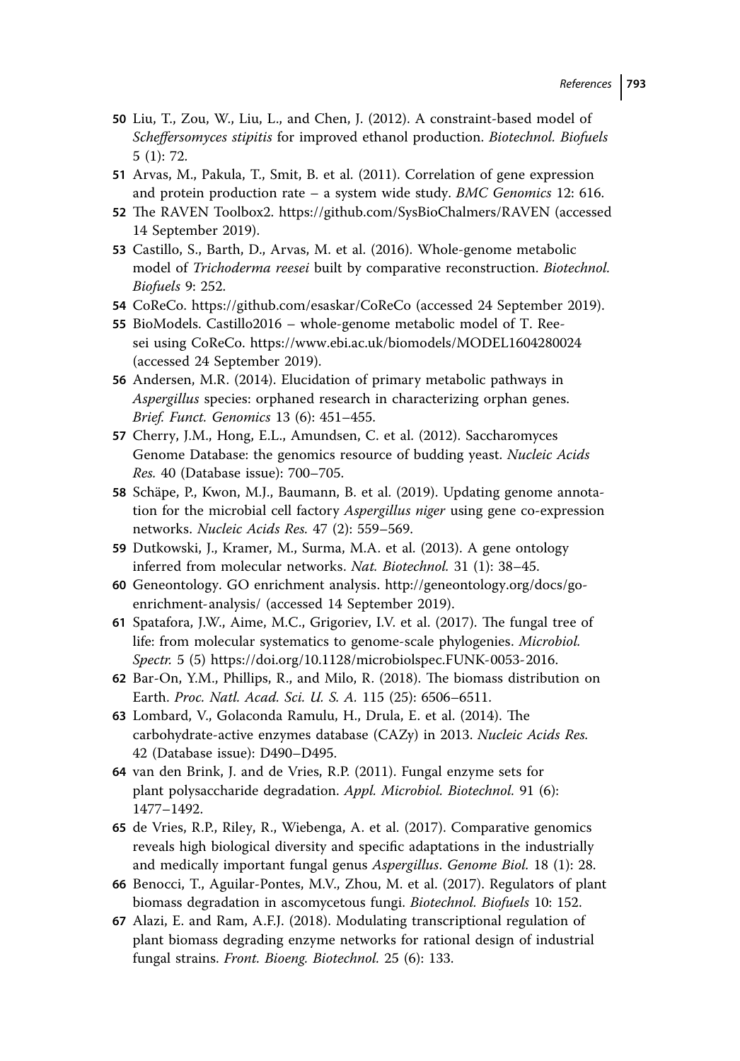50 Liu, T., Zou, W., Liu, L., and Chen, J. (2012). A constraint-based model of *Scheffersomyces stipitis* for improved ethanol production. *Biotechnol. Biofuels* 5 (1): 72.

51 Arvas, M., Pakula, T., Smit, B. et al. (2011). Correlation of gene expression and protein production rate – a system wide study. *BMC Genomics* 12: 616.

52 The RAVEN Toolbox2. https://github.com/SysBioChalmers/RAVEN (accessed 14 September 2019).

53 Castillo, S., Barth, D., Arvas, M. et al. (2016). Whole-genome metabolic model of *Trichoderma reesei* built by comparative reconstruction. *Biotechnol. Biofuels* 9: 252.

54 CoReCo. https://github.com/esaskar/CoReCo (accessed 24 September 2019).

55 BioModels. Castillo2016 – whole-genome metabolic model of T. Reesei using CoReCo. https://www.ebi.ac.uk/biomodels/MODEL1604280024 (accessed 24 September 2019).

56 Andersen, M.R. (2014). Elucidation of primary metabolic pathways in *Aspergillus* species: orphaned research in characterizing orphan genes. *Brief. Funct. Genomics* 13 (6): 451–455.

57 Cherry, J.M., Hong, E.L., Amundsen, C. et al. (2012). Saccharomyces Genome Database: the genomics resource of budding yeast. *Nucleic Acids Res.* 40 (Database issue): 700–705.

58 Schäpe, P., Kwon, M.J., Baumann, B. et al. (2019). Updating genome annotation for the microbial cell factory *Aspergillus niger* using gene co-expression networks. *Nucleic Acids Res.* 47 (2): 559–569.

59 Dutkowski, J., Kramer, M., Surma, M.A. et al. (2013). A gene ontology inferred from molecular networks. *Nat. Biotechnol.* 31 (1): 38–45.

60 Geneontology. GO enrichment analysis. http://geneontology.org/docs/go-enrichment-analysis/ (accessed 14 September 2019).

61 Spatafora, J.W., Aime, M.C., Grigoriev, I.V. et al. (2017). The fungal tree of life: from molecular systematics to genome-scale phylogenies. *Microbiol. Spectr.* 5 (5) https://doi.org/10.1128/microbiolspec.FUNK-0053-2016.

62 Bar-On, Y.M., Phillips, R., and Milo, R. (2018). The biomass distribution on Earth. *Proc. Natl. Acad. Sci. U. S. A.* 115 (25): 6506–6511.

63 Lombard, V., Golaconda Ramulu, H., Drula, E. et al. (2014). The carbohydrate-active enzymes database (CAZy) in 2013. *Nucleic Acids Res.* 42 (Database issue): D490–D495.

64 van den Brink, J. and de Vries, R.P. (2011). Fungal enzyme sets for plant polysaccharide degradation. *Appl. Microbiol. Biotechnol.* 91 (6): 1477–1492.

65 de Vries, R.P., Riley, R., Wiebenga, A. et al. (2017). Comparative genomics reveals high biological diversity and specific adaptations in the industrially and medically important fungal genus *Aspergillus*. *Genome Biol.* 18 (1): 28.

66 Benocci, T., Aguilar-Pontes, M.V., Zhou, M. et al. (2017). Regulators of plant biomass degradation in ascomycetous fungi. *Biotechnol. Biofuels* 10: 152.

67 Alazi, E. and Ram, A.F.J. (2018). Modulating transcriptional regulation of plant biomass degrading enzyme networks for rational design of industrial fungal strains. *Front. Bioeng. Biotechnol.* 25 (6): 133.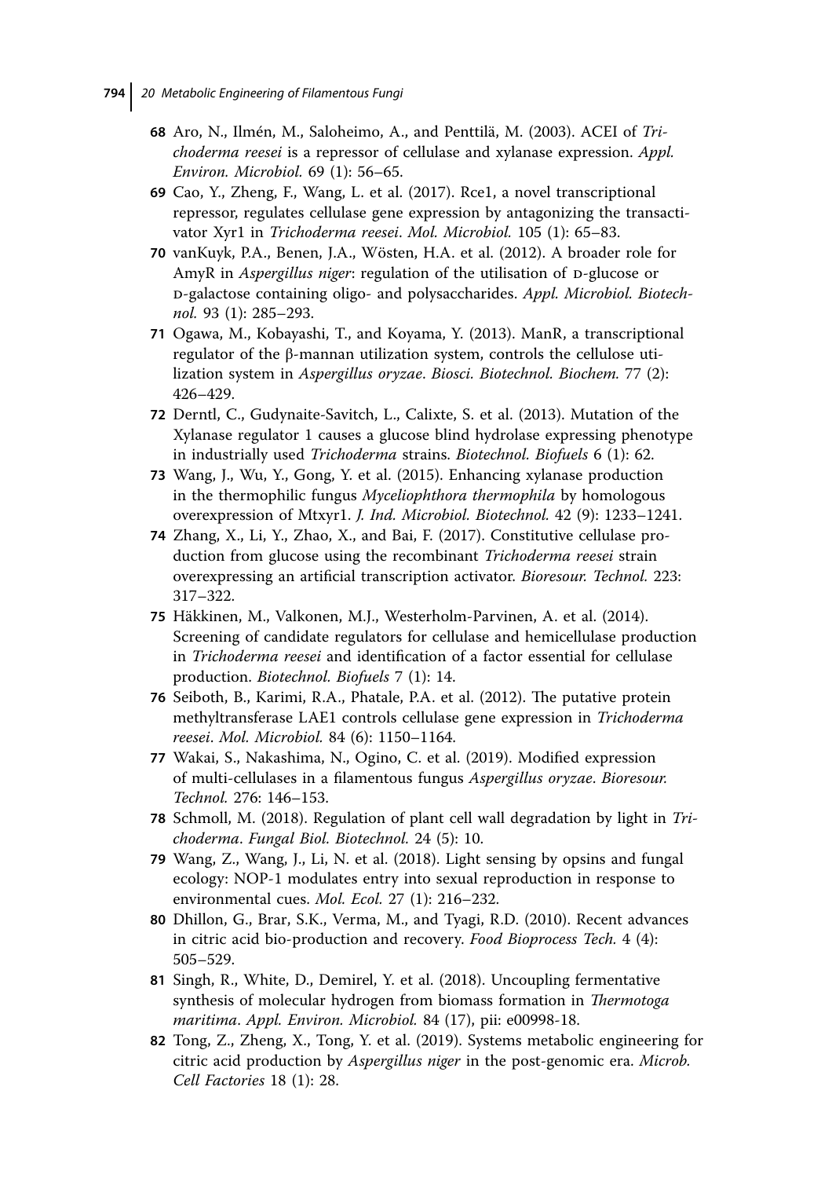68 Aro, N., Ilmén, M., Saloheimo, A., and Penttilä, M. (2003). ACEI of *Trichoderma reesei* is a repressor of cellulase and xylanase expression. *Appl. Environ. Microbiol.* 69 (1): 56–65.

69 Cao, Y., Zheng, F., Wang, L. et al. (2017). Rce1, a novel transcriptional repressor, regulates cellulase gene expression by antagonizing the transactivator Xyr1 in *Trichoderma reesei*. *Mol. Microbiol.* 105 (1): 65–83.

70 vanKuyk, P.A., Benen, J.A., Wösten, H.A. et al. (2012). A broader role for AmyR in *Aspergillus niger*: regulation of the utilisation of D-glucose or D-galactose containing oligo- and polysaccharides. *Appl. Microbiol. Biotechnol.* 93 (1): 285–293.

71 Ogawa, M., Kobayashi, T., and Koyama, Y. (2013). ManR, a transcriptional regulator of the β-mannan utilization system, controls the cellulose utilization system in *Aspergillus oryzae*. *Biosci. Biotechnol. Biochem.* 77 (2): 426–429.

72 Derntl, C., Gudynaite-Savitch, L., Calixte, S. et al. (2013). Mutation of the Xylanase regulator 1 causes a glucose blind hydrolase expressing phenotype in industrially used *Trichoderma* strains. *Biotechnol. Biofuels* 6 (1): 62.

73 Wang, J., Wu, Y., Gong, Y. et al. (2015). Enhancing xylanase production in the thermophilic fungus *Myceliophthora thermophila* by homologous overexpression of Mtxyr1. *J. Ind. Microbiol. Biotechnol.* 42 (9): 1233–1241.

74 Zhang, X., Li, Y., Zhao, X., and Bai, F. (2017). Constitutive cellulase production from glucose using the recombinant *Trichoderma reesei* strain overexpressing an artificial transcription activator. *Bioresour. Technol.* 223: 317–322.

75 Häkkinen, M., Valkonen, M.J., Westerholm-Parvinen, A. et al. (2014). Screening of candidate regulators for cellulase and hemicellulase production in *Trichoderma reesei* and identification of a factor essential for cellulase production. *Biotechnol. Biofuels* 7 (1): 14.

76 Seiboth, B., Karimi, R.A., Phatale, P.A. et al. (2012). The putative protein methyltransferase LAE1 controls cellulase gene expression in *Trichoderma reesei*. *Mol. Microbiol.* 84 (6): 1150–1164.

77 Wakai, S., Nakashima, N., Ogino, C. et al. (2019). Modified expression of multi-cellulases in a filamentous fungus *Aspergillus oryzae*. *Bioresour. Technol.* 276: 146–153.

78 Schmoll, M. (2018). Regulation of plant cell wall degradation by light in *Trichoderma*. *Fungal Biol. Biotechnol.* 24 (5): 10.

79 Wang, Z., Wang, J., Li, N. et al. (2018). Light sensing by opsins and fungal ecology: NOP-1 modulates entry into sexual reproduction in response to environmental cues. *Mol. Ecol.* 27 (1): 216–232.

80 Dhillon, G., Brar, S.K., Verma, M., and Tyagi, R.D. (2010). Recent advances in citric acid bio-production and recovery. *Food Bioprocess Tech.* 4 (4): 505–529.

81 Singh, R., White, D., Demirel, Y. et al. (2018). Uncoupling fermentative synthesis of molecular hydrogen from biomass formation in *Thermotoga maritima*. *Appl. Environ. Microbiol.* 84 (17), pii: e00998-18.

82 Tong, Z., Zheng, X., Tong, Y. et al. (2019). Systems metabolic engineering for citric acid production by *Aspergillus niger* in the post-genomic era. *Microb. Cell Factories* 18 (1): 28.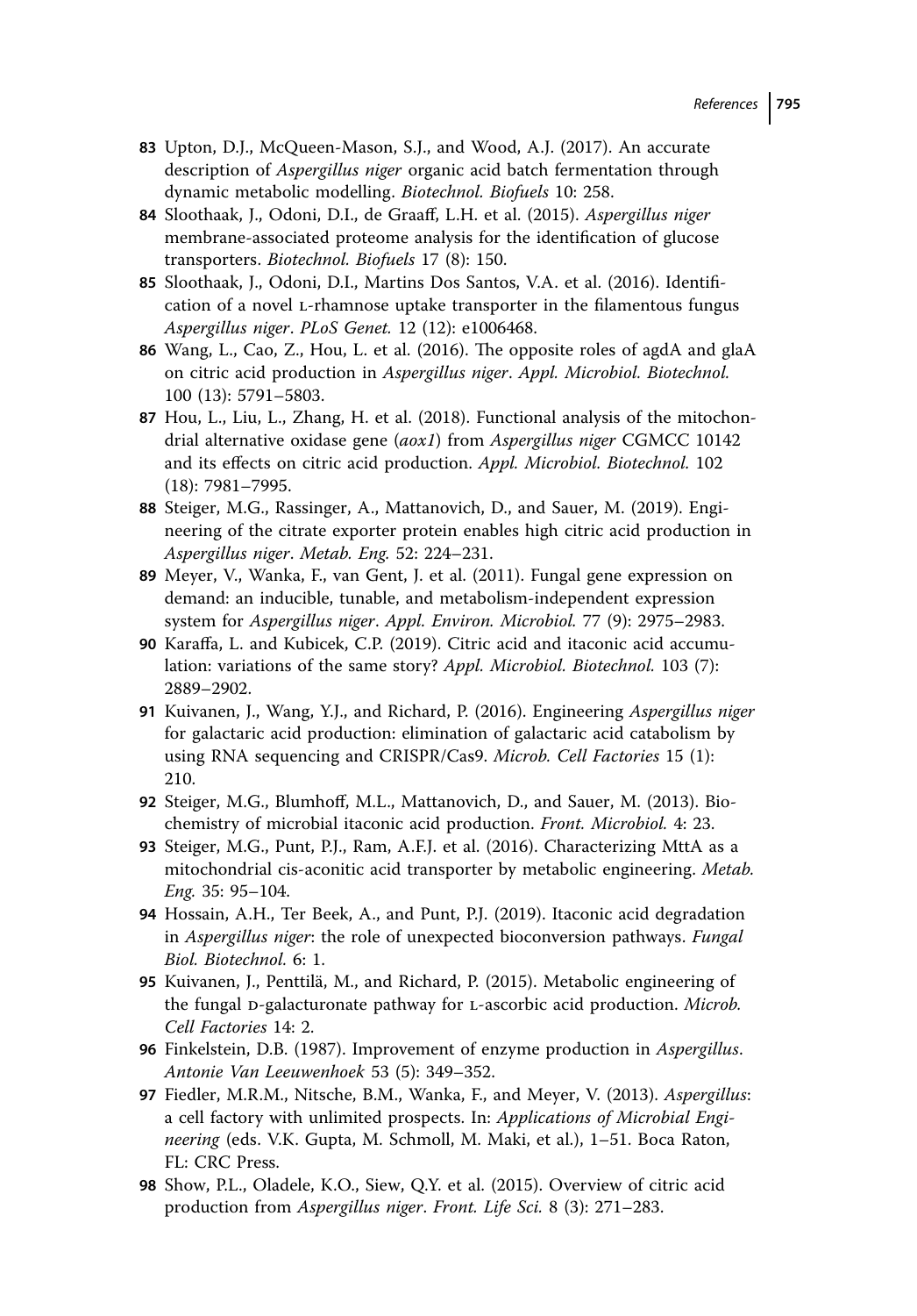83 Upton, D.J., McQueen-Mason, S.J., and Wood, A.J. (2017). An accurate description of *Aspergillus niger* organic acid batch fermentation through dynamic metabolic modelling. *Biotechnol. Biofuels* 10: 258.

84 Sloothaak, J., Odoni, D.I., de Graaff, L.H. et al. (2015). *Aspergillus niger* membrane-associated proteome analysis for the identification of glucose transporters. *Biotechnol. Biofuels* 17 (8): 150.

85 Sloothaak, J., Odoni, D.I., Martins Dos Santos, V.A. et al. (2016). Identification of a novel L-rhamnose uptake transporter in the filamentous fungus *Aspergillus niger*. *PLoS Genet.* 12 (12): e1006468.

86 Wang, L., Cao, Z., Hou, L. et al. (2016). The opposite roles of agdA and glaA on citric acid production in *Aspergillus niger*. *Appl. Microbiol. Biotechnol.* 100 (13): 5791–5803.

87 Hou, L., Liu, L., Zhang, H. et al. (2018). Functional analysis of the mitochondrial alternative oxidase gene (*aox1*) from *Aspergillus niger* CGMCC 10142 and its effects on citric acid production. *Appl. Microbiol. Biotechnol.* 102 (18): 7981–7995.

88 Steiger, M.G., Rassinger, A., Mattanovich, D., and Sauer, M. (2019). Engineering of the citrate exporter protein enables high citric acid production in *Aspergillus niger*. *Metab. Eng.* 52: 224–231.

89 Meyer, V., Wanka, F., van Gent, J. et al. (2011). Fungal gene expression on demand: an inducible, tunable, and metabolism-independent expression system for *Aspergillus niger*. *Appl. Environ. Microbiol.* 77 (9): 2975–2983.

90 Karaffa, L. and Kubicek, C.P. (2019). Citric acid and itaconic acid accumulation: variations of the same story? *Appl. Microbiol. Biotechnol.* 103 (7): 2889–2902.

91 Kuivanen, J., Wang, Y.J., and Richard, P. (2016). Engineering *Aspergillus niger* for galactaric acid production: elimination of galactaric acid catabolism by using RNA sequencing and CRISPR/Cas9. *Microb. Cell Factories* 15 (1): 210.

92 Steiger, M.G., Blumhoff, M.L., Mattanovich, D., and Sauer, M. (2013). Biochemistry of microbial itaconic acid production. *Front. Microbiol.* 4: 23.

93 Steiger, M.G., Punt, P.J., Ram, A.F.J. et al. (2016). Characterizing MttA as a mitochondrial cis-aconitic acid transporter by metabolic engineering. *Metab. Eng.* 35: 95–104.

94 Hossain, A.H., Ter Beek, A., and Punt, P.J. (2019). Itaconic acid degradation in *Aspergillus niger*: the role of unexpected bioconversion pathways. *Fungal Biol. Biotechnol.* 6: 1.

95 Kuivanen, J., Penttilä, M., and Richard, P. (2015). Metabolic engineering of the fungal D-galacturonate pathway for L-ascorbic acid production. *Microb. Cell Factories* 14: 2.

96 Finkelstein, D.B. (1987). Improvement of enzyme production in *Aspergillus*. *Antonie Van Leeuwenhoek* 53 (5): 349–352.

97 Fiedler, M.R.M., Nitsche, B.M., Wanka, F., and Meyer, V. (2013). *Aspergillus*: a cell factory with unlimited prospects. In: *Applications of Microbial Engineering* (eds. V.K. Gupta, M. Schmoll, M. Maki, et al.), 1–51. Boca Raton, FL: CRC Press.

98 Show, P.L., Oladele, K.O., Siew, Q.Y. et al. (2015). Overview of citric acid production from *Aspergillus niger*. *Front. Life Sci.* 8 (3): 271–283.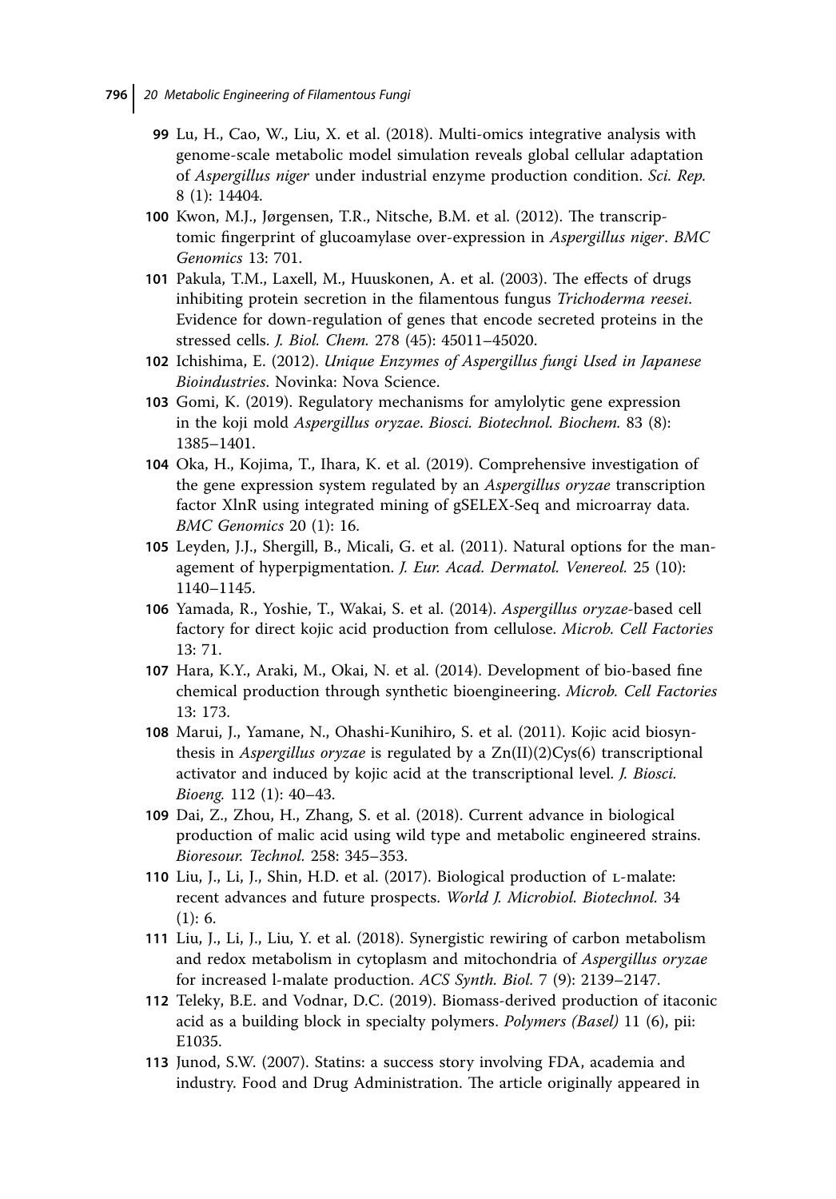99 Lu, H., Cao, W., Liu, X. et al. (2018). Multi-omics integrative analysis with genome-scale metabolic model simulation reveals global cellular adaptation of *Aspergillus niger* under industrial enzyme production condition. *Sci. Rep.* 8 (1): 14404.

100 Kwon, M.J., Jørgensen, T.R., Nitsche, B.M. et al. (2012). The transcriptomic fingerprint of glucoamylase over-expression in *Aspergillus niger*. *BMC Genomics* 13: 701.

101 Pakula, T.M., Laxell, M., Huuskonen, A. et al. (2003). The effects of drugs inhibiting protein secretion in the filamentous fungus *Trichoderma reesei*. Evidence for down-regulation of genes that encode secreted proteins in the stressed cells. *J. Biol. Chem.* 278 (45): 45011–45020.

102 Ichishima, E. (2012). *Unique Enzymes of Aspergillus fungi Used in Japanese Bioindustries*. Novinka: Nova Science.

103 Gomi, K. (2019). Regulatory mechanisms for amylolytic gene expression in the koji mold *Aspergillus oryzae*. *Biosci. Biotechnol. Biochem.* 83 (8): 1385–1401.

104 Oka, H., Kojima, T., Ihara, K. et al. (2019). Comprehensive investigation of the gene expression system regulated by an *Aspergillus oryzae* transcription factor XlnR using integrated mining of gSELEX-Seq and microarray data. *BMC Genomics* 20 (1): 16.

105 Leyden, J.J., Shergill, B., Micali, G. et al. (2011). Natural options for the management of hyperpigmentation. *J. Eur. Acad. Dermatol. Venereol.* 25 (10): 1140–1145.

106 Yamada, R., Yoshie, T., Wakai, S. et al. (2014). *Aspergillus oryzae*-based cell factory for direct kojic acid production from cellulose. *Microb. Cell Factories* 13: 71.

107 Hara, K.Y., Araki, M., Okai, N. et al. (2014). Development of bio-based fine chemical production through synthetic bioengineering. *Microb. Cell Factories* 13: 173.

108 Marui, J., Yamane, N., Ohashi-Kunihiro, S. et al. (2011). Kojic acid biosynthesis in *Aspergillus oryzae* is regulated by a Zn(II)(2)Cys(6) transcriptional activator and induced by kojic acid at the transcriptional level. *J. Biosci. Bioeng.* 112 (1): 40–43.

109 Dai, Z., Zhou, H., Zhang, S. et al. (2018). Current advance in biological production of malic acid using wild type and metabolic engineered strains. *Bioresour. Technol.* 258: 345–353.

110 Liu, J., Li, J., Shin, H.D. et al. (2017). Biological production of L-malate: recent advances and future prospects. *World J. Microbiol. Biotechnol.* 34 (1): 6.

111 Liu, J., Li, J., Liu, Y. et al. (2018). Synergistic rewiring of carbon metabolism and redox metabolism in cytoplasm and mitochondria of *Aspergillus oryzae* for increased l-malate production. *ACS Synth. Biol.* 7 (9): 2139–2147.

112 Teleky, B.E. and Vodnar, D.C. (2019). Biomass-derived production of itaconic acid as a building block in specialty polymers. *Polymers (Basel)* 11 (6), pii: E1035.

113 Junod, S.W. (2007). Statins: a success story involving FDA, academia and industry. Food and Drug Administration. The article originally appeared in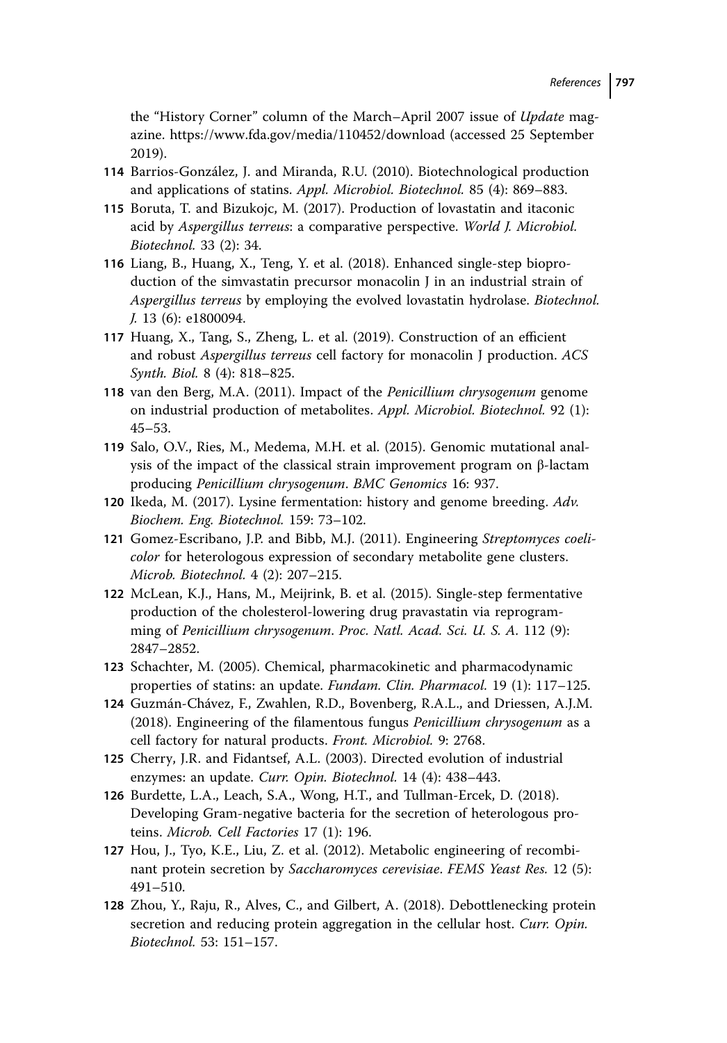the "History Corner" column of the March–April 2007 issue of *Update* magazine. https://www.fda.gov/media/110452/download (accessed 25 September 2019).

**114** Barrios-González, J. and Miranda, R.U. (2010). Biotechnological production and applications of statins. *Appl. Microbiol. Biotechnol.* 85 (4): 869–883.

**115** Boruta, T. and Bizukojc, M. (2017). Production of lovastatin and itaconic acid by *Aspergillus terreus*: a comparative perspective. *World J. Microbiol. Biotechnol.* 33 (2): 34.

**116** Liang, B., Huang, X., Teng, Y. et al. (2018). Enhanced single-step bioproduction of the simvastatin precursor monacolin J in an industrial strain of *Aspergillus terreus* by employing the evolved lovastatin hydrolase. *Biotechnol. J.* 13 (6): e1800094.

**117** Huang, X., Tang, S., Zheng, L. et al. (2019). Construction of an efficient and robust *Aspergillus terreus* cell factory for monacolin J production. *ACS Synth. Biol.* 8 (4): 818–825.

**118** van den Berg, M.A. (2011). Impact of the *Penicillium chrysogenum* genome on industrial production of metabolites. *Appl. Microbiol. Biotechnol.* 92 (1): 45–53.

**119** Salo, O.V., Ries, M., Medema, M.H. et al. (2015). Genomic mutational analysis of the impact of the classical strain improvement program on β-lactam producing *Penicillium chrysogenum*. *BMC Genomics* 16: 937.

**120** Ikeda, M. (2017). Lysine fermentation: history and genome breeding. *Adv. Biochem. Eng. Biotechnol.* 159: 73–102.

**121** Gomez-Escribano, J.P. and Bibb, M.J. (2011). Engineering *Streptomyces coelicolor* for heterologous expression of secondary metabolite gene clusters. *Microb. Biotechnol.* 4 (2): 207–215.

**122** McLean, K.J., Hans, M., Meijrink, B. et al. (2015). Single-step fermentative production of the cholesterol-lowering drug pravastatin via reprogramming of *Penicillium chrysogenum*. *Proc. Natl. Acad. Sci. U. S. A.* 112 (9): 2847–2852.

**123** Schachter, M. (2005). Chemical, pharmacokinetic and pharmacodynamic properties of statins: an update. *Fundam. Clin. Pharmacol.* 19 (1): 117–125.

**124** Guzmán-Chávez, F., Zwahlen, R.D., Bovenberg, R.A.L., and Driessen, A.J.M. (2018). Engineering of the filamentous fungus *Penicillium chrysogenum* as a cell factory for natural products. *Front. Microbiol.* 9: 2768.

**125** Cherry, J.R. and Fidantsef, A.L. (2003). Directed evolution of industrial enzymes: an update. *Curr. Opin. Biotechnol.* 14 (4): 438–443.

**126** Burdette, L.A., Leach, S.A., Wong, H.T., and Tullman-Ercek, D. (2018). Developing Gram-negative bacteria for the secretion of heterologous proteins. *Microb. Cell Factories* 17 (1): 196.

**127** Hou, J., Tyo, K.E., Liu, Z. et al. (2012). Metabolic engineering of recombinant protein secretion by *Saccharomyces cerevisiae*. *FEMS Yeast Res.* 12 (5): 491–510.

**128** Zhou, Y., Raju, R., Alves, C., and Gilbert, A. (2018). Debottlenecking protein secretion and reducing protein aggregation in the cellular host. *Curr. Opin. Biotechnol.* 53: 151–157.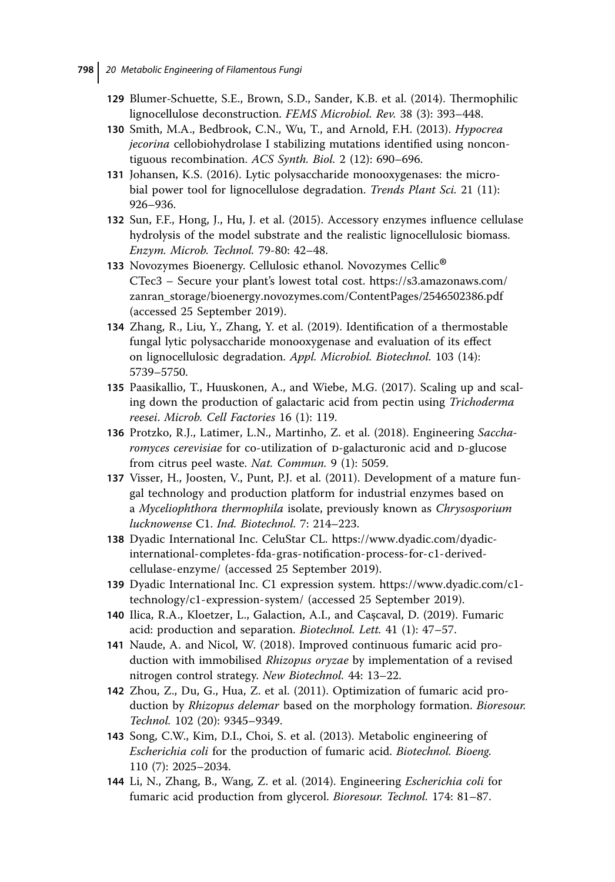129 Blumer-Schuette, S.E., Brown, S.D., Sander, K.B. et al. (2014). Thermophilic lignocellulose deconstruction. *FEMS Microbiol. Rev.* 38 (3): 393–448.

130 Smith, M.A., Bedbrook, C.N., Wu, T., and Arnold, F.H. (2013). *Hypocrea jecorina* cellobiohydrolase I stabilizing mutations identified using noncontiguous recombination. *ACS Synth. Biol.* 2 (12): 690–696.

131 Johansen, K.S. (2016). Lytic polysaccharide monooxygenases: the microbial power tool for lignocellulose degradation. *Trends Plant Sci.* 21 (11): 926–936.

132 Sun, F.F., Hong, J., Hu, J. et al. (2015). Accessory enzymes influence cellulase hydrolysis of the model substrate and the realistic lignocellulosic biomass. *Enzym. Microb. Technol.* 79-80: 42–48.

133 Novozymes Bioenergy. Cellulosic ethanol. Novozymes Cellic® CTec3 – Secure your plant's lowest total cost. https://s3.amazonaws.com/zanran_storage/bioenergy.novozymes.com/ContentPages/2546502386.pdf (accessed 25 September 2019).

134 Zhang, R., Liu, Y., Zhang, Y. et al. (2019). Identification of a thermostable fungal lytic polysaccharide monooxygenase and evaluation of its effect on lignocellulosic degradation. *Appl. Microbiol. Biotechnol.* 103 (14): 5739–5750.

135 Paasikallio, T., Huuskonen, A., and Wiebe, M.G. (2017). Scaling up and scaling down the production of galactaric acid from pectin using *Trichoderma reesei*. *Microb. Cell Factories* 16 (1): 119.

136 Protzko, R.J., Latimer, L.N., Martinho, Z. et al. (2018). Engineering *Saccharomyces cerevisiae* for co-utilization of D-galacturonic acid and D-glucose from citrus peel waste. *Nat. Commun.* 9 (1): 5059.

137 Visser, H., Joosten, V., Punt, P.J. et al. (2011). Development of a mature fungal technology and production platform for industrial enzymes based on a *Myceliophthora thermophila* isolate, previously known as *Chrysosporium lucknowense* C1. *Ind. Biotechnol.* 7: 214–223.

138 Dyadic International Inc. CeluStar CL. https://www.dyadic.com/dyadic-international-completes-fda-gras-notification-process-for-c1-derived-cellulase-enzyme/ (accessed 25 September 2019).

139 Dyadic International Inc. C1 expression system. https://www.dyadic.com/c1-technology/c1-expression-system/ (accessed 25 September 2019).

140 Ilica, R.A., Kloetzer, L., Galaction, A.I., and Caşcaval, D. (2019). Fumaric acid: production and separation. *Biotechnol. Lett.* 41 (1): 47–57.

141 Naude, A. and Nicol, W. (2018). Improved continuous fumaric acid production with immobilised *Rhizopus oryzae* by implementation of a revised nitrogen control strategy. *New Biotechnol.* 44: 13–22.

142 Zhou, Z., Du, G., Hua, Z. et al. (2011). Optimization of fumaric acid production by *Rhizopus delemar* based on the morphology formation. *Bioresour. Technol.* 102 (20): 9345–9349.

143 Song, C.W., Kim, D.I., Choi, S. et al. (2013). Metabolic engineering of *Escherichia coli* for the production of fumaric acid. *Biotechnol. Bioeng.* 110 (7): 2025–2034.

144 Li, N., Zhang, B., Wang, Z. et al. (2014). Engineering *Escherichia coli* for fumaric acid production from glycerol. *Bioresour. Technol.* 174: 81–87.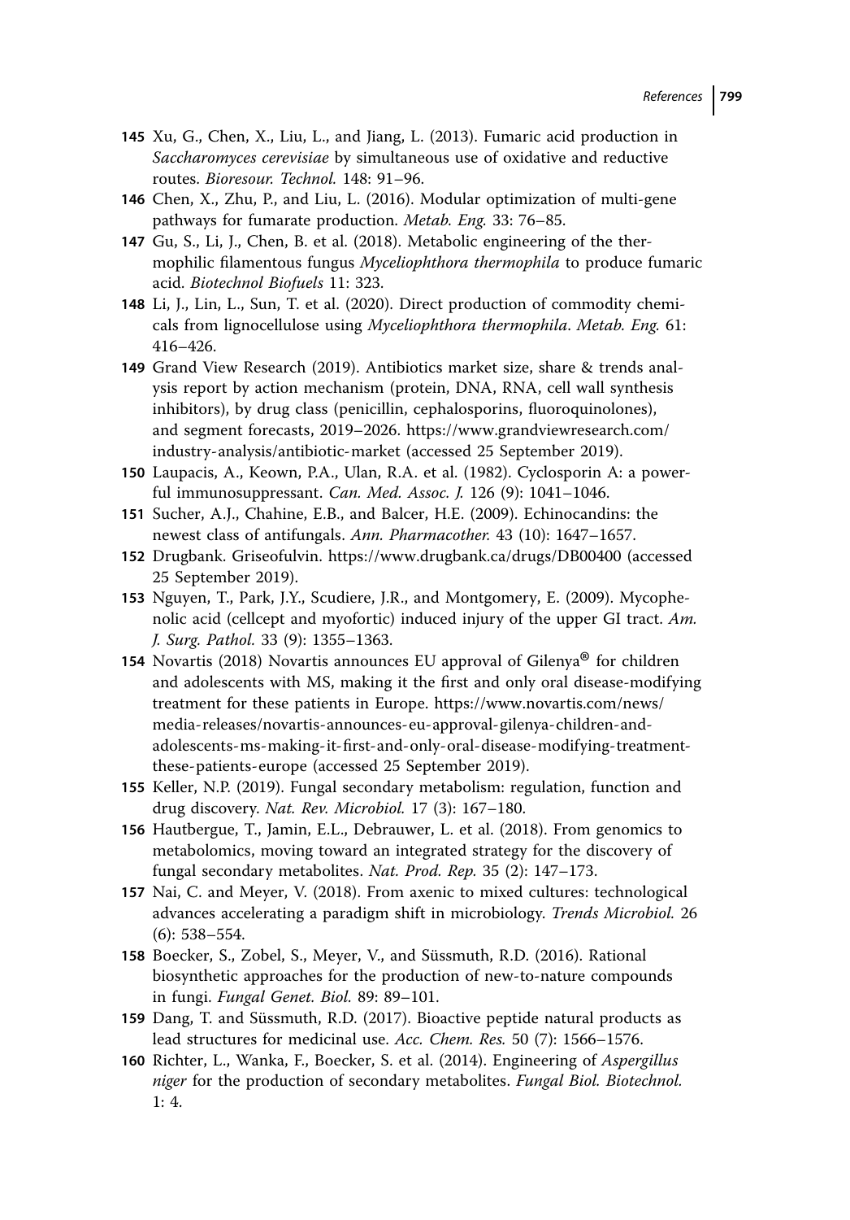145 Xu, G., Chen, X., Liu, L., and Jiang, L. (2013). Fumaric acid production in *Saccharomyces cerevisiae* by simultaneous use of oxidative and reductive routes. *Bioresour. Technol.* 148: 91–96.

146 Chen, X., Zhu, P., and Liu, L. (2016). Modular optimization of multi-gene pathways for fumarate production. *Metab. Eng.* 33: 76–85.

147 Gu, S., Li, J., Chen, B. et al. (2018). Metabolic engineering of the thermophilic filamentous fungus *Myceliophthora thermophila* to produce fumaric acid. *Biotechnol Biofuels* 11: 323.

148 Li, J., Lin, L., Sun, T. et al. (2020). Direct production of commodity chemicals from lignocellulose using *Myceliophthora thermophila*. *Metab. Eng.* 61: 416–426.

149 Grand View Research (2019). Antibiotics market size, share & trends analysis report by action mechanism (protein, DNA, RNA, cell wall synthesis inhibitors), by drug class (penicillin, cephalosporins, fluoroquinolones), and segment forecasts, 2019–2026. https://www.grandviewresearch.com/industry-analysis/antibiotic-market (accessed 25 September 2019).

150 Laupacis, A., Keown, P.A., Ulan, R.A. et al. (1982). Cyclosporin A: a powerful immunosuppressant. *Can. Med. Assoc. J.* 126 (9): 1041–1046.

151 Sucher, A.J., Chahine, E.B., and Balcer, H.E. (2009). Echinocandins: the newest class of antifungals. *Ann. Pharmacother.* 43 (10): 1647–1657.

152 Drugbank. Griseofulvin. https://www.drugbank.ca/drugs/DB00400 (accessed 25 September 2019).

153 Nguyen, T., Park, J.Y., Scudiere, J.R., and Montgomery, E. (2009). Mycophenolic acid (cellcept and myofortic) induced injury of the upper GI tract. *Am. J. Surg. Pathol.* 33 (9): 1355–1363.

154 Novartis (2018) Novartis announces EU approval of Gilenya® for children and adolescents with MS, making it the first and only oral disease-modifying treatment for these patients in Europe. https://www.novartis.com/news/media-releases/novartis-announces-eu-approval-gilenya-children-and-adolescents-ms-making-it-first-and-only-oral-disease-modifying-treatment-these-patients-europe (accessed 25 September 2019).

155 Keller, N.P. (2019). Fungal secondary metabolism: regulation, function and drug discovery. *Nat. Rev. Microbiol.* 17 (3): 167–180.

156 Hautbergue, T., Jamin, E.L., Debrauwer, L. et al. (2018). From genomics to metabolomics, moving toward an integrated strategy for the discovery of fungal secondary metabolites. *Nat. Prod. Rep.* 35 (2): 147–173.

157 Nai, C. and Meyer, V. (2018). From axenic to mixed cultures: technological advances accelerating a paradigm shift in microbiology. *Trends Microbiol.* 26 (6): 538–554.

158 Boecker, S., Zobel, S., Meyer, V., and Süssmuth, R.D. (2016). Rational biosynthetic approaches for the production of new-to-nature compounds in fungi. *Fungal Genet. Biol.* 89: 89–101.

159 Dang, T. and Süssmuth, R.D. (2017). Bioactive peptide natural products as lead structures for medicinal use. *Acc. Chem. Res.* 50 (7): 1566–1576.

160 Richter, L., Wanka, F., Boecker, S. et al. (2014). Engineering of *Aspergillus niger* for the production of secondary metabolites. *Fungal Biol. Biotechnol.* 1: 4.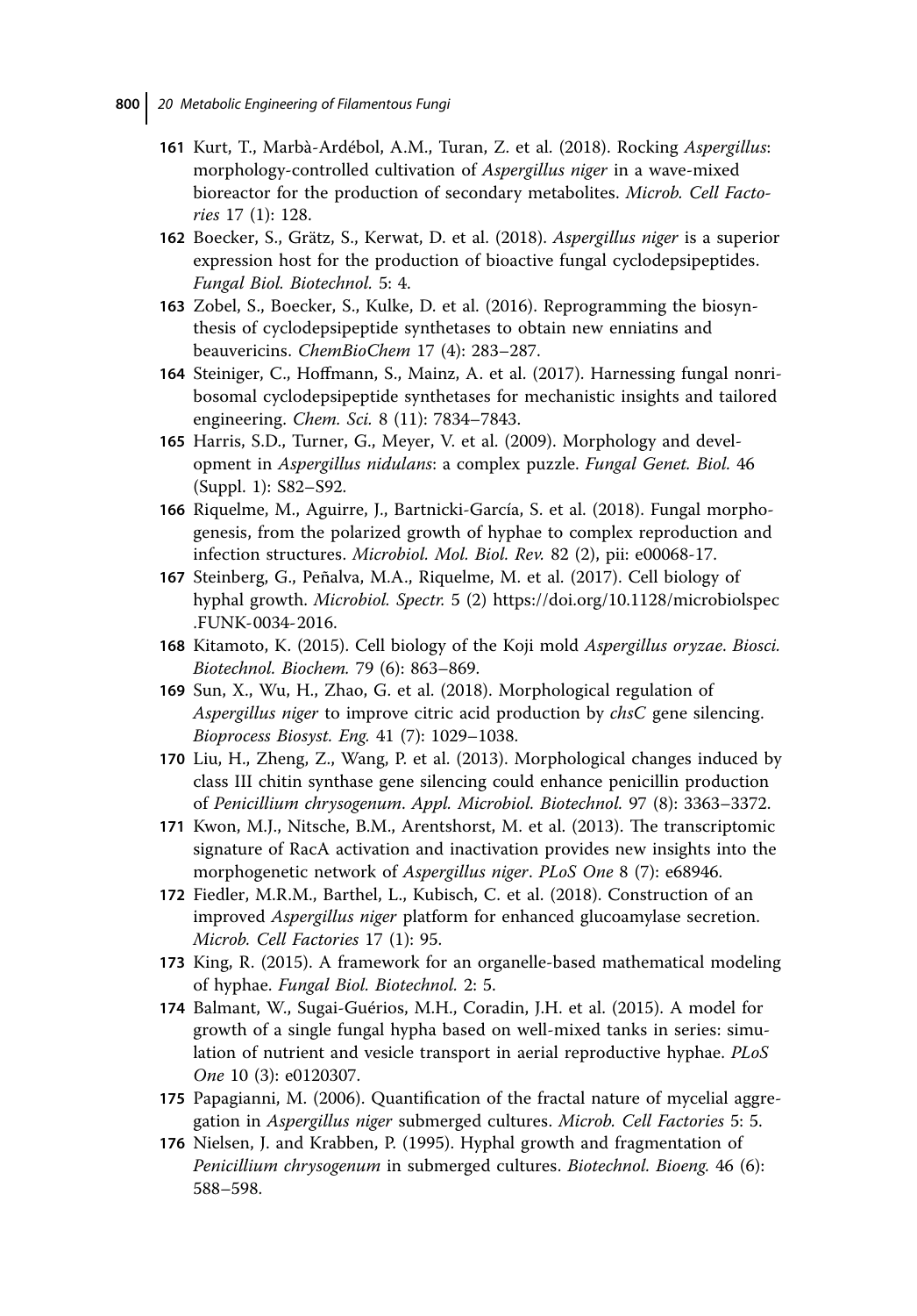161 Kurt, T., Marbà-Ardébol, A.M., Turan, Z. et al. (2018). Rocking *Aspergillus*: morphology-controlled cultivation of *Aspergillus niger* in a wave-mixed bioreactor for the production of secondary metabolites. *Microb. Cell Factories* 17 (1): 128.

162 Boecker, S., Grätz, S., Kerwat, D. et al. (2018). *Aspergillus niger* is a superior expression host for the production of bioactive fungal cyclodepsipeptides. *Fungal Biol. Biotechnol.* 5: 4.

163 Zobel, S., Boecker, S., Kulke, D. et al. (2016). Reprogramming the biosynthesis of cyclodepsipeptide synthetases to obtain new enniatins and beauvericins. *ChemBioChem* 17 (4): 283–287.

164 Steiniger, C., Hoffmann, S., Mainz, A. et al. (2017). Harnessing fungal nonribosomal cyclodepsipeptide synthetases for mechanistic insights and tailored engineering. *Chem. Sci.* 8 (11): 7834–7843.

165 Harris, S.D., Turner, G., Meyer, V. et al. (2009). Morphology and development in *Aspergillus nidulans*: a complex puzzle. *Fungal Genet. Biol.* 46 (Suppl. 1): S82–S92.

166 Riquelme, M., Aguirre, J., Bartnicki-García, S. et al. (2018). Fungal morphogenesis, from the polarized growth of hyphae to complex reproduction and infection structures. *Microbiol. Mol. Biol. Rev.* 82 (2), pii: e00068-17.

167 Steinberg, G., Peñalva, M.A., Riquelme, M. et al. (2017). Cell biology of hyphal growth. *Microbiol. Spectr.* 5 (2) https://doi.org/10.1128/microbiolspec.FUNK-0034-2016.

168 Kitamoto, K. (2015). Cell biology of the Koji mold *Aspergillus oryzae*. *Biosci. Biotechnol. Biochem.* 79 (6): 863–869.

169 Sun, X., Wu, H., Zhao, G. et al. (2018). Morphological regulation of *Aspergillus niger* to improve citric acid production by *chsC* gene silencing. *Bioprocess Biosyst. Eng.* 41 (7): 1029–1038.

170 Liu, H., Zheng, Z., Wang, P. et al. (2013). Morphological changes induced by class III chitin synthase gene silencing could enhance penicillin production of *Penicillium chrysogenum*. *Appl. Microbiol. Biotechnol.* 97 (8): 3363–3372.

171 Kwon, M.J., Nitsche, B.M., Arentshorst, M. et al. (2013). The transcriptomic signature of RacA activation and inactivation provides new insights into the morphogenetic network of *Aspergillus niger*. *PLoS One* 8 (7): e68946.

172 Fiedler, M.R.M., Barthel, L., Kubisch, C. et al. (2018). Construction of an improved *Aspergillus niger* platform for enhanced glucoamylase secretion. *Microb. Cell Factories* 17 (1): 95.

173 King, R. (2015). A framework for an organelle-based mathematical modeling of hyphae. *Fungal Biol. Biotechnol.* 2: 5.

174 Balmant, W., Sugai-Guérios, M.H., Coradin, J.H. et al. (2015). A model for growth of a single fungal hypha based on well-mixed tanks in series: simulation of nutrient and vesicle transport in aerial reproductive hyphae. *PLoS One* 10 (3): e0120307.

175 Papagianni, M. (2006). Quantification of the fractal nature of mycelial aggregation in *Aspergillus niger* submerged cultures. *Microb. Cell Factories* 5: 5.

176 Nielsen, J. and Krabben, P. (1995). Hyphal growth and fragmentation of *Penicillium chrysogenum* in submerged cultures. *Biotechnol. Bioeng.* 46 (6): 588–598.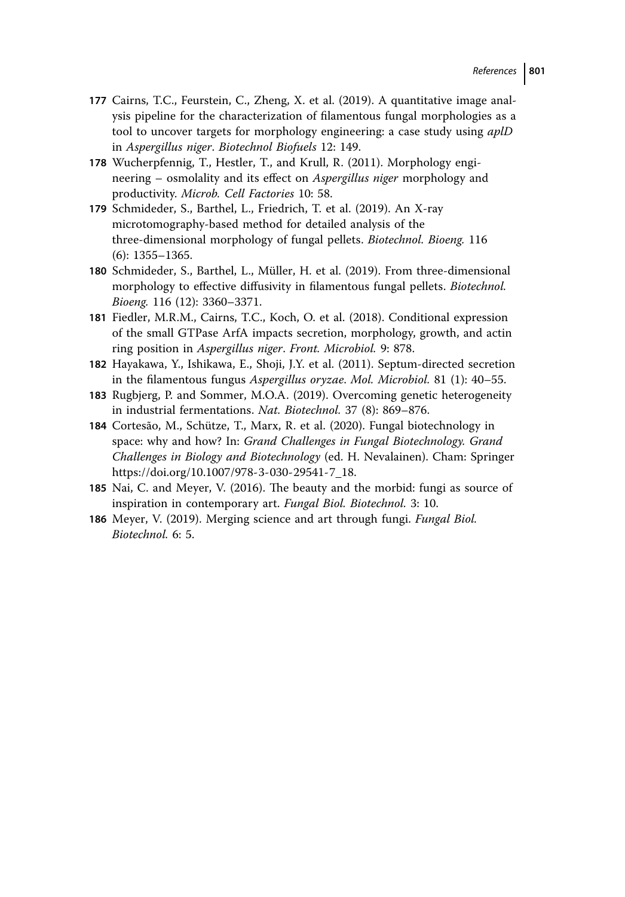177 Cairns, T.C., Feurstein, C., Zheng, X. et al. (2019). A quantitative image analysis pipeline for the characterization of filamentous fungal morphologies as a tool to uncover targets for morphology engineering: a case study using *aplD* in *Aspergillus niger*. *Biotechnol Biofuels* 12: 149.

178 Wucherpfennig, T., Hestler, T., and Krull, R. (2011). Morphology engineering – osmolality and its effect on *Aspergillus niger* morphology and productivity. *Microb. Cell Factories* 10: 58.

179 Schmideder, S., Barthel, L., Friedrich, T. et al. (2019). An X-ray microtomography-based method for detailed analysis of the three-dimensional morphology of fungal pellets. *Biotechnol. Bioeng.* 116 (6): 1355–1365.

180 Schmideder, S., Barthel, L., Müller, H. et al. (2019). From three-dimensional morphology to effective diffusivity in filamentous fungal pellets. *Biotechnol. Bioeng.* 116 (12): 3360–3371.

181 Fiedler, M.R.M., Cairns, T.C., Koch, O. et al. (2018). Conditional expression of the small GTPase ArfA impacts secretion, morphology, growth, and actin ring position in *Aspergillus niger*. *Front. Microbiol.* 9: 878.

182 Hayakawa, Y., Ishikawa, E., Shoji, J.Y. et al. (2011). Septum-directed secretion in the filamentous fungus *Aspergillus oryzae*. *Mol. Microbiol.* 81 (1): 40–55.

183 Rugbjerg, P. and Sommer, M.O.A. (2019). Overcoming genetic heterogeneity in industrial fermentations. *Nat. Biotechnol.* 37 (8): 869–876.

184 Cortesão, M., Schütze, T., Marx, R. et al. (2020). Fungal biotechnology in space: why and how? In: *Grand Challenges in Fungal Biotechnology. Grand Challenges in Biology and Biotechnology* (ed. H. Nevalainen). Cham: Springer https://doi.org/10.1007/978-3-030-29541-7_18.

185 Nai, C. and Meyer, V. (2016). The beauty and the morbid: fungi as source of inspiration in contemporary art. *Fungal Biol. Biotechnol.* 3: 10.

186 Meyer, V. (2019). Merging science and art through fungi. *Fungal Biol. Biotechnol.* 6: 5.